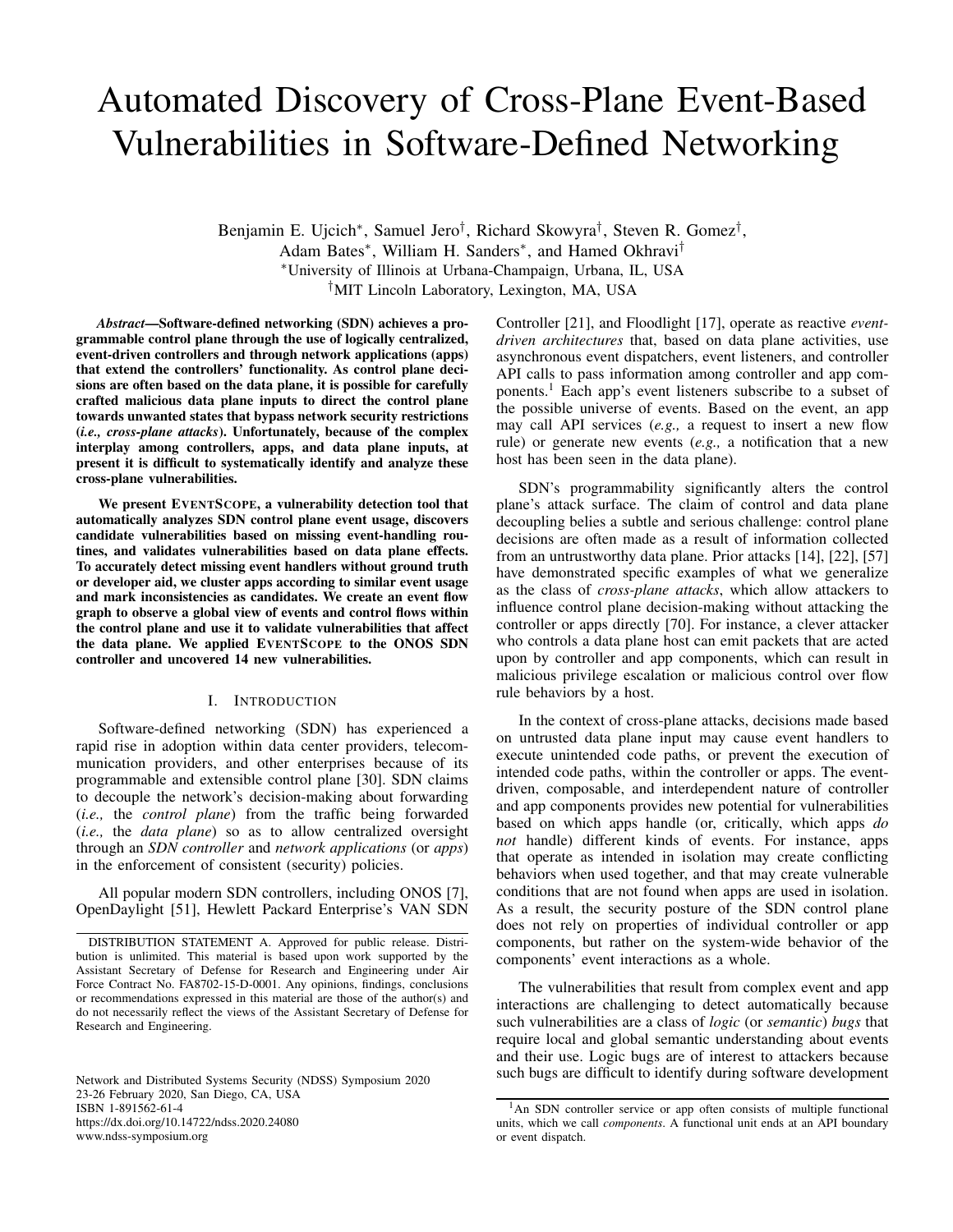# Automated Discovery of Cross-Plane Event-Based Vulnerabilities in Software-Defined Networking

Benjamin E. Ujcich[*], Samuel Jero[†], Richard Skowyra[†], Steven R. Gomez[†], Adam Bates[*], William H. Sanders[*], and Hamed Okhravi[†]

[*]University of Illinois at Urbana-Champaign, Urbana, IL, USA

[†]MIT Lincoln Laboratory, Lexington, MA, USA

***Abstract*—Software-defined networking (SDN) achieves a programmable control plane through the use of logically centralized, event-driven controllers and through network applications (apps) that extend the controllers' functionality. As control plane decisions are often based on the data plane, it is possible for carefully crafted malicious data plane inputs to direct the control plane towards unwanted states that bypass network security restrictions (*i.e., cross-plane attacks*). Unfortunately, because of the complex interplay among controllers, apps, and data plane inputs, at present it is difficult to systematically identify and analyze these cross-plane vulnerabilities.**

**We present EVENTSCOPE, a vulnerability detection tool that automatically analyzes SDN control plane event usage, discovers candidate vulnerabilities based on missing event-handling routines, and validates vulnerabilities based on data plane effects. To accurately detect missing event handlers without ground truth or developer aid, we cluster apps according to similar event usage and mark inconsistencies as candidates. We create an event flow graph to observe a global view of events and control flows within the control plane and use it to validate vulnerabilities that affect the data plane. We applied EVENTSCOPE to the ONOS SDN controller and uncovered 14 new vulnerabilities.**

## I. INTRODUCTION

Software-defined networking (SDN) has experienced a rapid rise in adoption within data center providers, telecommunication providers, and other enterprises because of its programmable and extensible control plane [30]. SDN claims to decouple the network's decision-making about forwarding (*i.e.,* the *control plane*) from the traffic being forwarded (*i.e.,* the *data plane*) so as to allow centralized oversight through an *SDN controller* and *network applications* (or *apps*) in the enforcement of consistent (security) policies.

All popular modern SDN controllers, including ONOS [7], OpenDaylight [51], Hewlett Packard Enterprise's VAN SDN Controller [21], and Floodlight [17], operate as reactive *event-driven architectures* that, based on data plane activities, use asynchronous event dispatchers, event listeners, and controller API calls to pass information among controller and app components.[1] Each app's event listeners subscribe to a subset of the possible universe of events. Based on the event, an app may call API services (*e.g.,* a request to insert a new flow rule) or generate new events (*e.g.,* a notification that a new host has been seen in the data plane).

SDN's programmability significantly alters the control plane's attack surface. The claim of control and data plane decoupling belies a subtle and serious challenge: control plane decisions are often made as a result of information collected from an untrustworthy data plane. Prior attacks [14], [22], [57] have demonstrated specific examples of what we generalize as the class of *cross-plane attacks*, which allow attackers to influence control plane decision-making without attacking the controller or apps directly [70]. For instance, a clever attacker who controls a data plane host can emit packets that are acted upon by controller and app components, which can result in malicious privilege escalation or malicious control over flow rule behaviors by a host.

In the context of cross-plane attacks, decisions made based on untrusted data plane input may cause event handlers to execute unintended code paths, or prevent the execution of intended code paths, within the controller or apps. The event-driven, composable, and interdependent nature of controller and app components provides new potential for vulnerabilities based on which apps handle (or, critically, which apps *do not* handle) different kinds of events. For instance, apps that operate as intended in isolation may create conflicting behaviors when used together, and that may create vulnerable conditions that are not found when apps are used in isolation. As a result, the security posture of the SDN control plane does not rely on properties of individual controller or app components, but rather on the system-wide behavior of the components' event interactions as a whole.

The vulnerabilities that result from complex event and app interactions are challenging to detect automatically because such vulnerabilities are a class of *logic* (or *semantic*) *bugs* that require local and global semantic understanding about events and their use. Logic bugs are of interest to attackers because such bugs are difficult to identify during software development

---

DISTRIBUTION STATEMENT A. Approved for public release. Distribution is unlimited. This material is based upon work supported by the Assistant Secretary of Defense for Research and Engineering under Air Force Contract No. FA8702-15-D-0001. Any opinions, findings, conclusions or recommendations expressed in this material are those of the author(s) and do not necessarily reflect the views of the Assistant Secretary of Defense for Research and Engineering.

Network and Distributed Systems Security (NDSS) Symposium 2020
23-26 February 2020, San Diego, CA, USA
ISBN 1-891562-61-4
https://dx.doi.org/10.14722/ndss.2020.24080
www.ndss-symposium.org

[1]An SDN controller service or app often consists of multiple functional units, which we call *components*. A functional unit ends at an API boundary or event dispatch.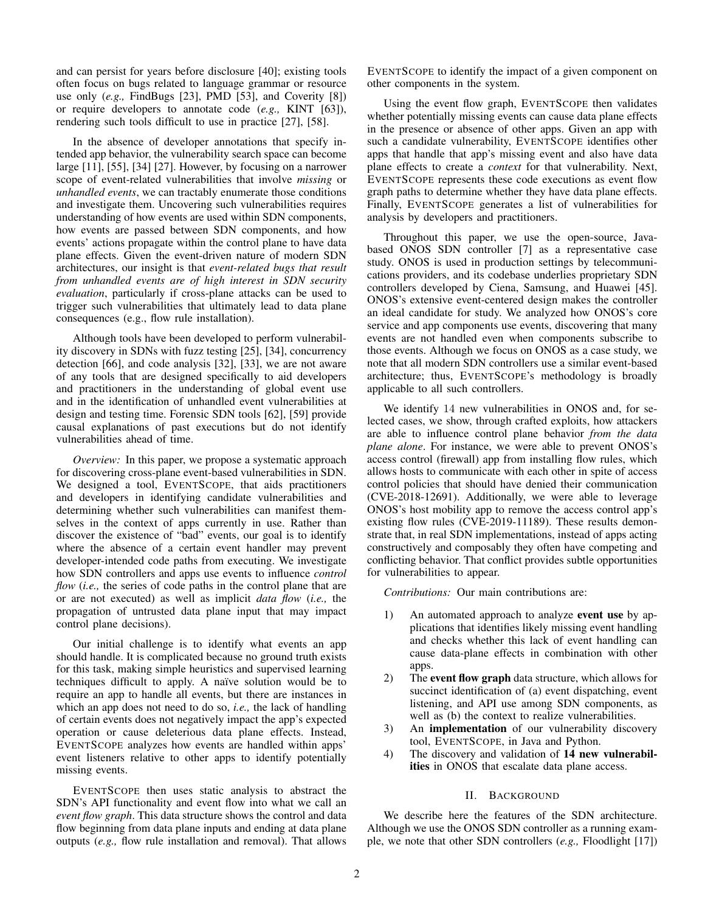and can persist for years before disclosure [40]; existing tools often focus on bugs related to language grammar or resource use only (*e.g.,* FindBugs [23], PMD [53], and Coverity [8]) or require developers to annotate code (*e.g.,* KINT [63]), rendering such tools difficult to use in practice [27], [58].

In the absence of developer annotations that specify intended app behavior, the vulnerability search space can become large [11], [55], [34] [27]. However, by focusing on a narrower scope of event-related vulnerabilities that involve *missing* or *unhandled events*, we can tractably enumerate those conditions and investigate them. Uncovering such vulnerabilities requires understanding of how events are used within SDN components, how events are passed between SDN components, and how events' actions propagate within the control plane to have data plane effects. Given the event-driven nature of modern SDN architectures, our insight is that *event-related bugs that result from unhandled events are of high interest in SDN security evaluation*, particularly if cross-plane attacks can be used to trigger such vulnerabilities that ultimately lead to data plane consequences (e.g., flow rule installation).

Although tools have been developed to perform vulnerability discovery in SDNs with fuzz testing [25], [34], concurrency detection [66], and code analysis [32], [33], we are not aware of any tools that are designed specifically to aid developers and practitioners in the understanding of global event use and in the identification of unhandled event vulnerabilities at design and testing time. Forensic SDN tools [62], [59] provide causal explanations of past executions but do not identify vulnerabilities ahead of time.

*Overview:* In this paper, we propose a systematic approach for discovering cross-plane event-based vulnerabilities in SDN. We designed a tool, EVENTSCOPE, that aids practitioners and developers in identifying candidate vulnerabilities and determining whether such vulnerabilities can manifest themselves in the context of apps currently in use. Rather than discover the existence of "bad" events, our goal is to identify where the absence of a certain event handler may prevent developer-intended code paths from executing. We investigate how SDN controllers and apps use events to influence *control flow* (*i.e.,* the series of code paths in the control plane that are or are not executed) as well as implicit *data flow* (*i.e.,* the propagation of untrusted data plane input that may impact control plane decisions).

Our initial challenge is to identify what events an app should handle. It is complicated because no ground truth exists for this task, making simple heuristics and supervised learning techniques difficult to apply. A naïve solution would be to require an app to handle all events, but there are instances in which an app does not need to do so, *i.e.,* the lack of handling of certain events does not negatively impact the app's expected operation or cause deleterious data plane effects. Instead, EVENTSCOPE analyzes how events are handled within apps' event listeners relative to other apps to identify potentially missing events.

EVENTSCOPE then uses static analysis to abstract the SDN's API functionality and event flow into what we call an *event flow graph*. This data structure shows the control and data flow beginning from data plane inputs and ending at data plane outputs (*e.g.,* flow rule installation and removal). That allows EVENTSCOPE to identify the impact of a given component on other components in the system.

Using the event flow graph, EVENTSCOPE then validates whether potentially missing events can cause data plane effects in the presence or absence of other apps. Given an app with such a candidate vulnerability, EVENTSCOPE identifies other apps that handle that app's missing event and also have data plane effects to create a *context* for that vulnerability. Next, EVENTSCOPE represents these code executions as event flow graph paths to determine whether they have data plane effects. Finally, EVENTSCOPE generates a list of vulnerabilities for analysis by developers and practitioners.

Throughout this paper, we use the open-source, Java-based ONOS SDN controller [7] as a representative case study. ONOS is used in production settings by telecommunications providers, and its codebase underlies proprietary SDN controllers developed by Ciena, Samsung, and Huawei [45]. ONOS's extensive event-centered design makes the controller an ideal candidate for study. We analyzed how ONOS's core service and app components use events, discovering that many events are not handled even when components subscribe to those events. Although we focus on ONOS as a case study, we note that all modern SDN controllers use a similar event-based architecture; thus, EVENTSCOPE's methodology is broadly applicable to all such controllers.

We identify 14 new vulnerabilities in ONOS and, for selected cases, we show, through crafted exploits, how attackers are able to influence control plane behavior *from the data plane alone*. For instance, we were able to prevent ONOS's access control (firewall) app from installing flow rules, which allows hosts to communicate with each other in spite of access control policies that should have denied their communication (CVE-2018-12691). Additionally, we were able to leverage ONOS's host mobility app to remove the access control app's existing flow rules (CVE-2019-11189). These results demonstrate that, in real SDN implementations, instead of apps acting constructively and composably they often have competing and conflicting behavior. That conflict provides subtle opportunities for vulnerabilities to appear.

*Contributions:* Our main contributions are:

1) An automated approach to analyze **event use** by applications that identifies likely missing event handling and checks whether this lack of event handling can cause data-plane effects in combination with other apps.
2) The **event flow graph** data structure, which allows for succinct identification of (a) event dispatching, event listening, and API use among SDN components, as well as (b) the context to realize vulnerabilities.
3) An **implementation** of our vulnerability discovery tool, EVENTSCOPE, in Java and Python.
4) The discovery and validation of **14 new vulnerabilities** in ONOS that escalate data plane access.

## II. BACKGROUND

We describe here the features of the SDN architecture. Although we use the ONOS SDN controller as a running example, we note that other SDN controllers (*e.g.,* Floodlight [17])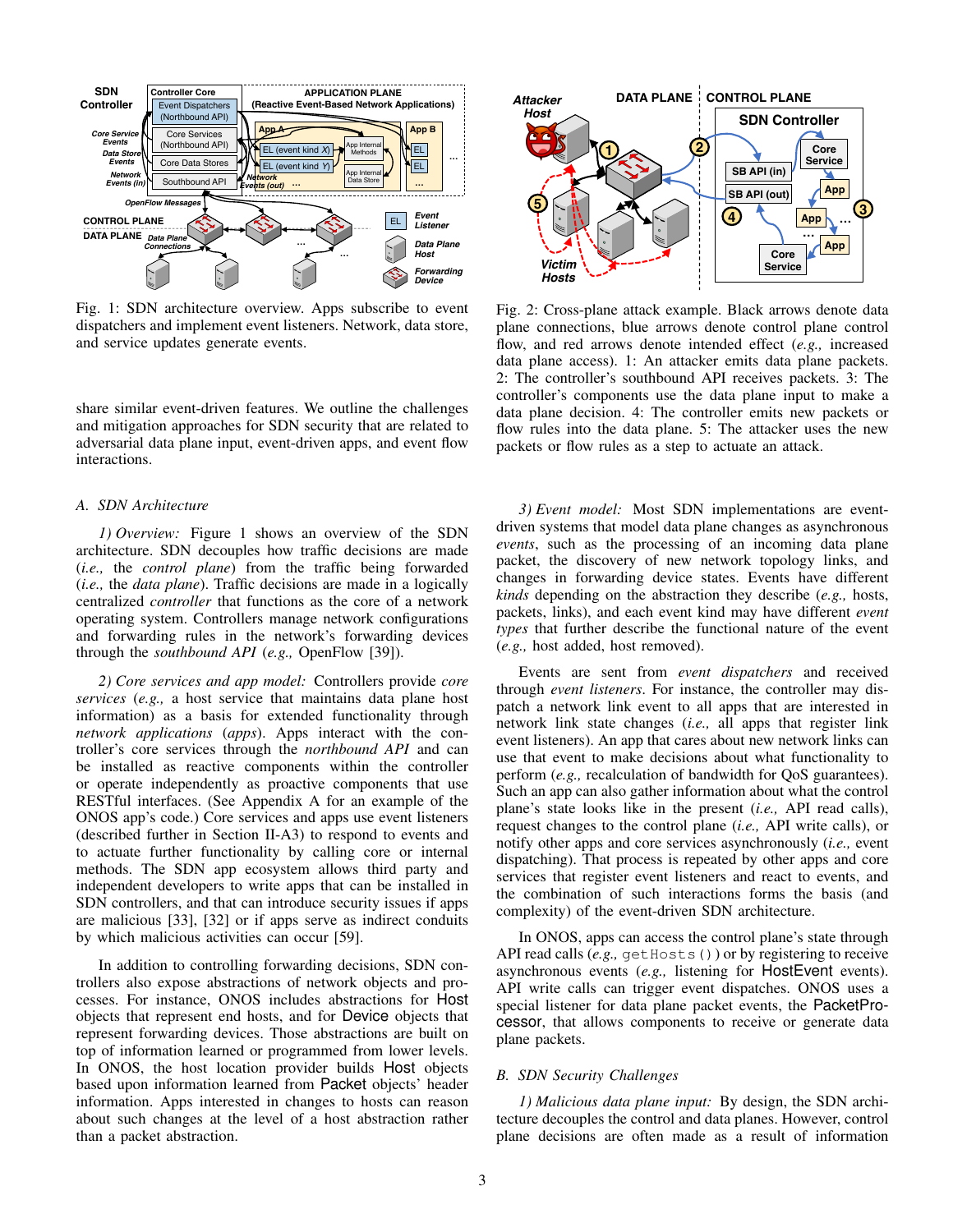Fig. 1: SDN architecture overview. Apps subscribe to event dispatchers and implement event listeners. Network, data store, and service updates generate events.

Fig. 2: Cross-plane attack example. Black arrows denote data plane connections, blue arrows denote control plane control flow, and red arrows denote intended effect (*e.g.,* increased data plane access). 1: An attacker emits data plane packets. 2: The controller's southbound API receives packets. 3: The controller's components use the data plane input to make a data plane decision. 4: The controller emits new packets or flow rules into the data plane. 5: The attacker uses the new packets or flow rules as a step to actuate an attack.

share similar event-driven features. We outline the challenges and mitigation approaches for SDN security that are related to adversarial data plane input, event-driven apps, and event flow interactions.

### A. SDN Architecture

*1) Overview:* Figure 1 shows an overview of the SDN architecture. SDN decouples how traffic decisions are made (*i.e.,* the *control plane*) from the traffic being forwarded (*i.e.,* the *data plane*). Traffic decisions are made in a logically centralized *controller* that functions as the core of a network operating system. Controllers manage network configurations and forwarding rules in the network's forwarding devices through the *southbound API* (*e.g.,* OpenFlow [39]).

*2) Core services and app model:* Controllers provide *core services* (*e.g.,* a host service that maintains data plane host information) as a basis for extended functionality through *network applications* (*apps*). Apps interact with the controller's core services through the *northbound API* and can be installed as reactive components within the controller or operate independently as proactive components that use RESTful interfaces. (See Appendix A for an example of the ONOS app's code.) Core services and apps use event listeners (described further in Section II-A3) to respond to events and to actuate further functionality by calling core or internal methods. The SDN app ecosystem allows third party and independent developers to write apps that can be installed in SDN controllers, and that can introduce security issues if apps are malicious [33], [32] or if apps serve as indirect conduits by which malicious activities can occur [59].

In addition to controlling forwarding decisions, SDN controllers also expose abstractions of network objects and processes. For instance, ONOS includes abstractions for Host objects that represent end hosts, and for Device objects that represent forwarding devices. Those abstractions are built on top of information learned or programmed from lower levels. In ONOS, the host location provider builds Host objects based upon information learned from Packet objects' header information. Apps interested in changes to hosts can reason about such changes at the level of a host abstraction rather than a packet abstraction.

*3) Event model:* Most SDN implementations are event-driven systems that model data plane changes as asynchronous *events*, such as the processing of an incoming data plane packet, the discovery of new network topology links, and changes in forwarding device states. Events have different *kinds* depending on the abstraction they describe (*e.g.,* hosts, packets, links), and each event kind may have different *event types* that further describe the functional nature of the event (*e.g.,* host added, host removed).

Events are sent from *event dispatchers* and received through *event listeners*. For instance, the controller may dispatch a network link event to all apps that are interested in network link state changes (*i.e.,* all apps that register link event listeners). An app that cares about new network links can use that event to make decisions about what functionality to perform (*e.g.,* recalculation of bandwidth for QoS guarantees). Such an app can also gather information about what the control plane's state looks like in the present (*i.e.,* API read calls), request changes to the control plane (*i.e.,* API write calls), or notify other apps and core services asynchronously (*i.e.,* event dispatching). That process is repeated by other apps and core services that register event listeners and react to events, and the combination of such interactions forms the basis (and complexity) of the event-driven SDN architecture.

In ONOS, apps can access the control plane's state through API read calls (*e.g.,* `getHosts()`) or by registering to receive asynchronous events (*e.g.,* listening for HostEvent events). API write calls can trigger event dispatches. ONOS uses a special listener for data plane packet events, the PacketProcessor, that allows components to receive or generate data plane packets.

### B. SDN Security Challenges

*1) Malicious data plane input:* By design, the SDN architecture decouples the control and data planes. However, control plane decisions are often made as a result of information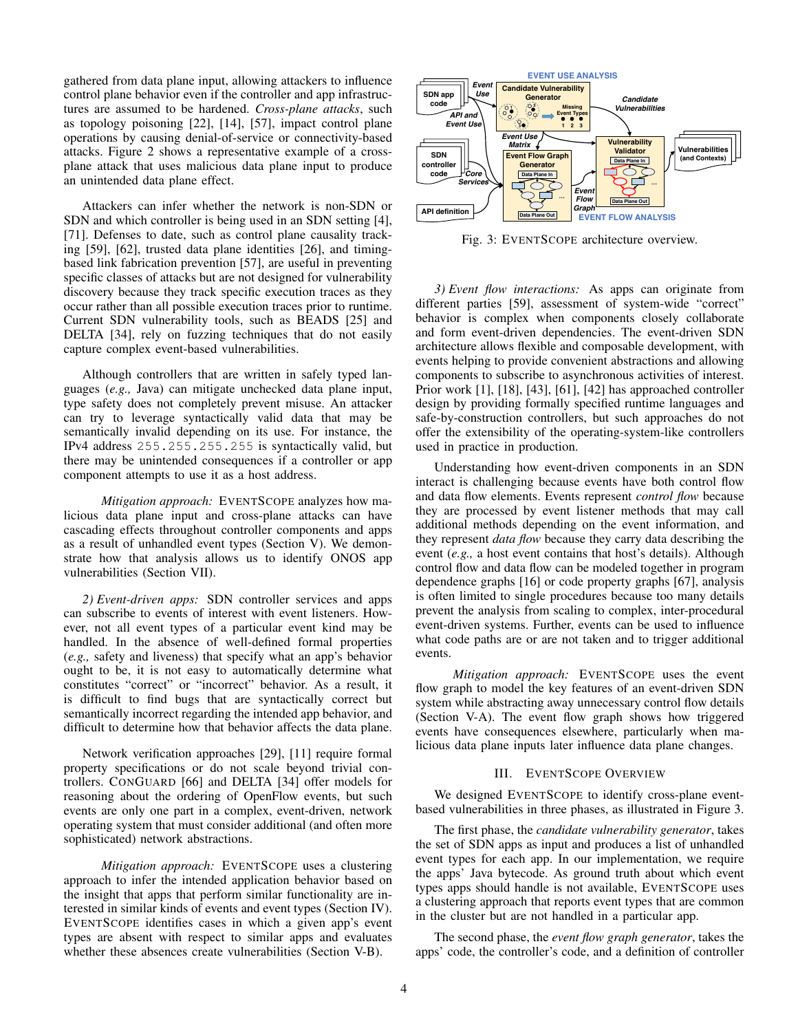gathered from data plane input, allowing attackers to influence control plane behavior even if the controller and app infrastructures are assumed to be hardened. *Cross-plane attacks*, such as topology poisoning [22], [14], [57], impact control plane operations by causing denial-of-service or connectivity-based attacks. Figure 2 shows a representative example of a cross-plane attack that uses malicious data plane input to produce an unintended data plane effect.

Attackers can infer whether the network is non-SDN or SDN and which controller is being used in an SDN setting [4], [71]. Defenses to date, such as control plane causality tracking [59], [62], trusted data plane identities [26], and timing-based link fabrication prevention [57], are useful in preventing specific classes of attacks but are not designed for vulnerability discovery because they track specific execution traces as they occur rather than all possible execution traces prior to runtime. Current SDN vulnerability tools, such as BEADS [25] and DELTA [34], rely on fuzzing techniques that do not easily capture complex event-based vulnerabilities.

Although controllers that are written in safely typed languages (*e.g.,* Java) can mitigate unchecked data plane input, type safety does not completely prevent misuse. An attacker can try to leverage syntactically valid data that may be semantically invalid depending on its use. For instance, the IPv4 address `255.255.255.255` is syntactically valid, but there may be unintended consequences if a controller or app component attempts to use it as a host address.

*Mitigation approach:* EVENTSCOPE analyzes how malicious data plane input and cross-plane attacks can have cascading effects throughout controller components and apps as a result of unhandled event types (Section V). We demonstrate how that analysis allows us to identify ONOS app vulnerabilities (Section VII).

*2) Event-driven apps:* SDN controller services and apps can subscribe to events of interest with event listeners. However, not all event types of a particular event kind may be handled. In the absence of well-defined formal properties (*e.g.,* safety and liveness) that specify what an app's behavior ought to be, it is not easy to automatically determine what constitutes "correct" or "incorrect" behavior. As a result, it is difficult to find bugs that are syntactically correct but semantically incorrect regarding the intended app behavior, and difficult to determine how that behavior affects the data plane.

Network verification approaches [29], [11] require formal property specifications or do not scale beyond trivial controllers. CONGUARD [66] and DELTA [34] offer models for reasoning about the ordering of OpenFlow events, but such events are only one part in a complex, event-driven, network operating system that must consider additional (and often more sophisticated) network abstractions.

*Mitigation approach:* EVENTSCOPE uses a clustering approach to infer the intended application behavior based on the insight that apps that perform similar functionality are interested in similar kinds of events and event types (Section IV). EVENTSCOPE identifies cases in which a given app's event types are absent with respect to similar apps and evaluates whether these absences create vulnerabilities (Section V-B).

Fig. 3: EVENTSCOPE architecture overview.

*3) Event flow interactions:* As apps can originate from different parties [59], assessment of system-wide "correct" behavior is complex when components closely collaborate and form event-driven dependencies. The event-driven SDN architecture allows flexible and composable development, with events helping to provide convenient abstractions and allowing components to subscribe to asynchronous activities of interest. Prior work [1], [18], [43], [61], [42] has approached controller design by providing formally specified runtime languages and safe-by-construction controllers, but such approaches do not offer the extensibility of the operating-system-like controllers used in practice in production.

Understanding how event-driven components in an SDN interact is challenging because events have both control flow and data flow elements. Events represent *control flow* because they are processed by event listener methods that may call additional methods depending on the event information, and they represent *data flow* because they carry data describing the event (*e.g.,* a host event contains that host's details). Although control flow and data flow can be modeled together in program dependence graphs [16] or code property graphs [67], analysis is often limited to single procedures because too many details prevent the analysis from scaling to complex, inter-procedural event-driven systems. Further, events can be used to influence what code paths are or are not taken and to trigger additional events.

*Mitigation approach:* EVENTSCOPE uses the event flow graph to model the key features of an event-driven SDN system while abstracting away unnecessary control flow details (Section V-A). The event flow graph shows how triggered events have consequences elsewhere, particularly when malicious data plane inputs later influence data plane changes.

## III. EVENTSCOPE OVERVIEW

We designed EVENTSCOPE to identify cross-plane event-based vulnerabilities in three phases, as illustrated in Figure 3.

The first phase, the *candidate vulnerability generator*, takes the set of SDN apps as input and produces a list of unhandled event types for each app. In our implementation, we require the apps' Java bytecode. As ground truth about which event types apps should handle is not available, EVENTSCOPE uses a clustering approach that reports event types that are common in the cluster but are not handled in a particular app.

The second phase, the *event flow graph generator*, takes the apps' code, the controller's code, and a definition of controller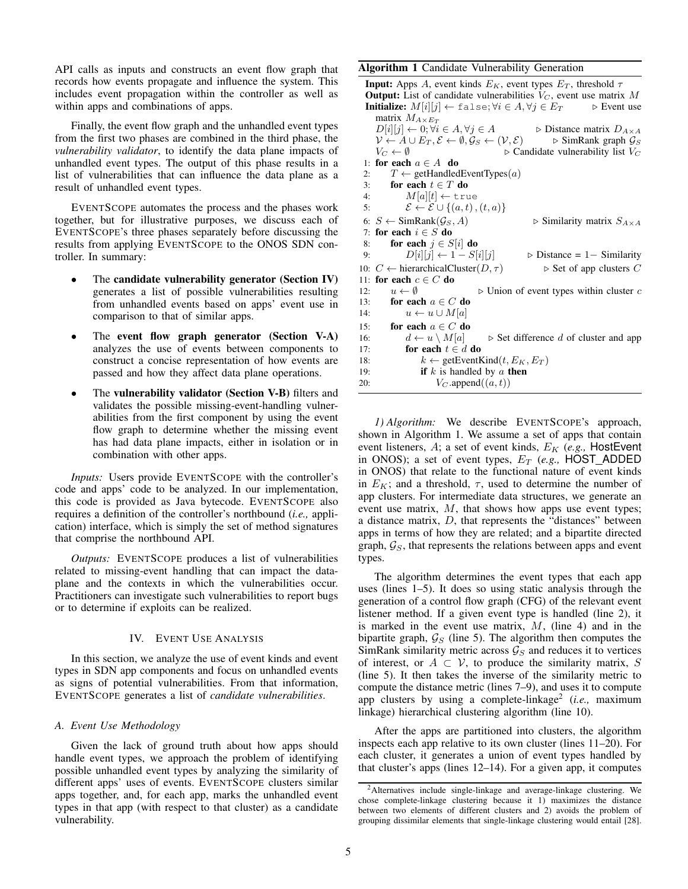API calls as inputs and constructs an event flow graph that records how events propagate and influence the system. This includes event propagation within the controller as well as within apps and combinations of apps.

Finally, the event flow graph and the unhandled event types from the first two phases are combined in the third phase, the *vulnerability validator*, to identify the data plane impacts of unhandled event types. The output of this phase results in a list of vulnerabilities that can influence the data plane as a result of unhandled event types.

EVENTSCOPE automates the process and the phases work together, but for illustrative purposes, we discuss each of EVENTSCOPE's three phases separately before discussing the results from applying EVENTSCOPE to the ONOS SDN controller. In summary:

- The **candidate vulnerability generator (Section IV)** generates a list of possible vulnerabilities resulting from unhandled events based on apps' event use in comparison to that of similar apps.
- The **event flow graph generator (Section V-A)** analyzes the use of events between components to construct a concise representation of how events are passed and how they affect data plane operations.
- The **vulnerability validator (Section V-B)** filters and validates the possible missing-event-handling vulnerabilities from the first component by using the event flow graph to determine whether the missing event has had data plane impacts, either in isolation or in combination with other apps.

*Inputs:* Users provide EVENTSCOPE with the controller's code and apps' code to be analyzed. In our implementation, this code is provided as Java bytecode. EVENTSCOPE also requires a definition of the controller's northbound (*i.e.,* application) interface, which is simply the set of method signatures that comprise the northbound API.

*Outputs:* EVENTSCOPE produces a list of vulnerabilities related to missing-event handling that can impact the data-plane and the contexts in which the vulnerabilities occur. Practitioners can investigate such vulnerabilities to report bugs or to determine if exploits can be realized.

## IV. EVENT USE ANALYSIS

In this section, we analyze the use of event kinds and event types in SDN app components and focus on unhandled events as signs of potential vulnerabilities. From that information, EVENTSCOPE generates a list of *candidate vulnerabilities*.

### A. Event Use Methodology

Given the lack of ground truth about how apps should handle event types, we approach the problem of identifying possible unhandled event types by analyzing the similarity of different apps' uses of events. EVENTSCOPE clusters similar apps together, and, for each app, marks the unhandled event types in that app (with respect to that cluster) as a candidate vulnerability.

**Algorithm 1** Candidate Vulnerability Generation

```
Input: Apps A, event kinds E_K, event types E_T, threshold τ
Output: List of candidate vulnerabilities V_C, event use matrix M
Initialize: M[i][j] ← false; ∀i ∈ A, ∀j ∈ E_T          ▷ Event use matrix M_{A×E_T}
    D[i][j] ← 0; ∀i ∈ A, ∀j ∈ A                       ▷ Distance matrix D_{A×A}
    V ← A ∪ E_T, E ← ∅, G_S ← (V, E)                    ▷ SimRank graph G_S
    V_C ← ∅                                             ▷ Candidate vulnerability list V_C
 1: for each a ∈ A do
 2:     T ← getHandledEventTypes(a)
 3:     for each t ∈ T do
 4:         M[a][t] ← true
 5:         E ← E ∪ {(a, t), (t, a)}
 6: S ← SimRank(G_S, A)                                 ▷ Similarity matrix S_{A×A}
 7: for each i ∈ S do
 8:     for each j ∈ S[i] do
 9:         D[i][j] ← 1 − S[i][j]                       ▷ Distance = 1− Similarity
10: C ← hierarchicalCluster(D, τ)                       ▷ Set of app clusters C
11: for each c ∈ C do
12:     u ← ∅                                           ▷ Union of event types within cluster c
13:     for each a ∈ C do
14:         u ← u ∪ M[a]
15:     for each a ∈ C do
16:         d ← u \ M[a]                                ▷ Set difference d of cluster and app
17:         for each t ∈ d do
18:             k ← getEventKind(t, E_K, E_T)
19:             if k is handled by a then
20:                 V_C.append((a, t))
```

*1) Algorithm:* We describe EVENTSCOPE's approach, shown in Algorithm 1. We assume a set of apps that contain event listeners, $A$; a set of event kinds, $E_K$ (*e.g.,* HostEvent in ONOS); a set of event types, $E_T$ (*e.g.,* HOST_ADDED in ONOS) that relate to the functional nature of event kinds in $E_K$; and a threshold, $\tau$, used to determine the number of app clusters. For intermediate data structures, we generate an event use matrix, $M$, that shows how apps use event types; a distance matrix, $D$, that represents the "distances" between apps in terms of how they are related; and a bipartite directed graph, $\mathcal{G}_S$, that represents the relations between apps and event types.

The algorithm determines the event types that each app uses (lines 1–5). It does so using static analysis through the generation of a control flow graph (CFG) of the relevant event listener method. If a given event type is handled (line 2), it is marked in the event use matrix, $M$, (line 4) and in the bipartite graph, $\mathcal{G}_S$ (line 5). The algorithm then computes the SimRank similarity metric across $\mathcal{G}_S$ and reduces it to vertices of interest, or $A \subset \mathcal{V}$, to produce the similarity matrix, $S$ (line 5). It then takes the inverse of the similarity metric to compute the distance metric (lines 7–9), and uses it to compute app clusters by using a complete-linkage[2] (*i.e.,* maximum linkage) hierarchical clustering algorithm (line 10).

After the apps are partitioned into clusters, the algorithm inspects each app relative to its own cluster (lines 11–20). For each cluster, it generates a union of event types handled by that cluster's apps (lines 12–14). For a given app, it computes

[2] Alternatives include single-linkage and average-linkage clustering. We chose complete-linkage clustering because it 1) maximizes the distance between two elements of different clusters and 2) avoids the problem of grouping dissimilar elements that single-linkage clustering would entail [28].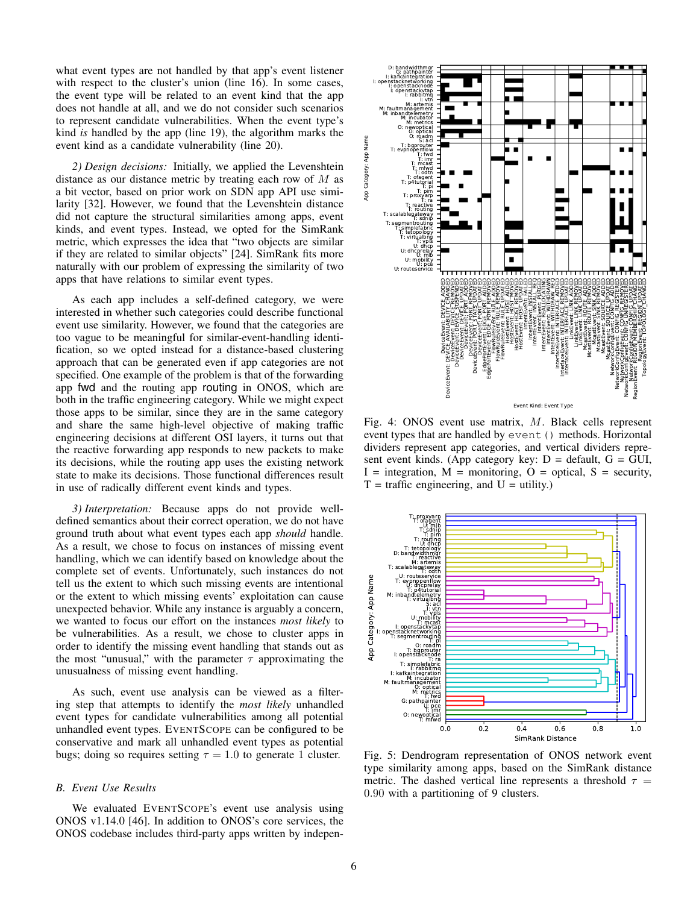what event types are not handled by that app's event listener with respect to the cluster's union (line 16). In some cases, the event type will be related to an event kind that the app does not handle at all, and we do not consider such scenarios to represent candidate vulnerabilities. When the event type's kind *is* handled by the app (line 19), the algorithm marks the event kind as a candidate vulnerability (line 20).

*2) Design decisions:* Initially, we applied the Levenshtein distance as our distance metric by treating each row of $M$ as a bit vector, based on prior work on SDN app API use similarity [32]. However, we found that the Levenshtein distance did not capture the structural similarities among apps, event kinds, and event types. Instead, we opted for the SimRank metric, which expresses the idea that "two objects are similar if they are related to similar objects" [24]. SimRank fits more naturally with our problem of expressing the similarity of two apps that have relations to similar event types.

As each app includes a self-defined category, we were interested in whether such categories could describe functional event use similarity. However, we found that the categories are too vague to be meaningful for similar-event-handling identification, so we opted instead for a distance-based clustering approach that can be generated even if app categories are not specified. One example of the problem is that of the forwarding app `fwd` and the routing app `routing` in ONOS, which are both in the traffic engineering category. While we might expect those apps to be similar, since they are in the same category and share the same high-level objective of making traffic engineering decisions at different OSI layers, it turns out that the reactive forwarding app responds to new packets to make its decisions, while the routing app uses the existing network state to make its decisions. Those functional differences result in use of radically different event kinds and types.

*3) Interpretation:* Because apps do not provide well-defined semantics about their correct operation, we do not have ground truth about what event types each app *should* handle. As a result, we chose to focus on instances of missing event handling, which we can identify based on knowledge about the complete set of events. Unfortunately, such instances do not tell us the extent to which such missing events are intentional or the extent to which missing events' exploitation can cause unexpected behavior. While any instance is arguably a concern, we wanted to focus our effort on the instances *most likely* to be vulnerabilities. As a result, we chose to cluster apps in order to identify the missing event handling that stands out as the most "unusual," with the parameter $\tau$ approximating the unusualness of missing event handling.

As such, event use analysis can be viewed as a filtering step that attempts to identify the *most likely* unhandled event types for candidate vulnerabilities among all potential unhandled event types. EventScope can be configured to be conservative and mark all unhandled event types as potential bugs; doing so requires setting $\tau = 1.0$ to generate 1 cluster.

### B. Event Use Results

We evaluated EventScope's event use analysis using ONOS v1.14.0 [46]. In addition to ONOS's core services, the ONOS codebase includes third-party apps written by indepen-

Fig. 4: ONOS event use matrix, $M$. Black cells represent event types that are handled by `event()` methods. Horizontal dividers represent app categories, and vertical dividers represent event kinds. (App category key: D = default, G = GUI, I = integration, M = monitoring, O = optical, S = security, T = traffic engineering, and U = utility.)

Fig. 5: Dendrogram representation of ONOS network event type similarity among apps, based on the SimRank distance metric. The dashed vertical line represents a threshold $\tau = 0.90$ with a partitioning of 9 clusters.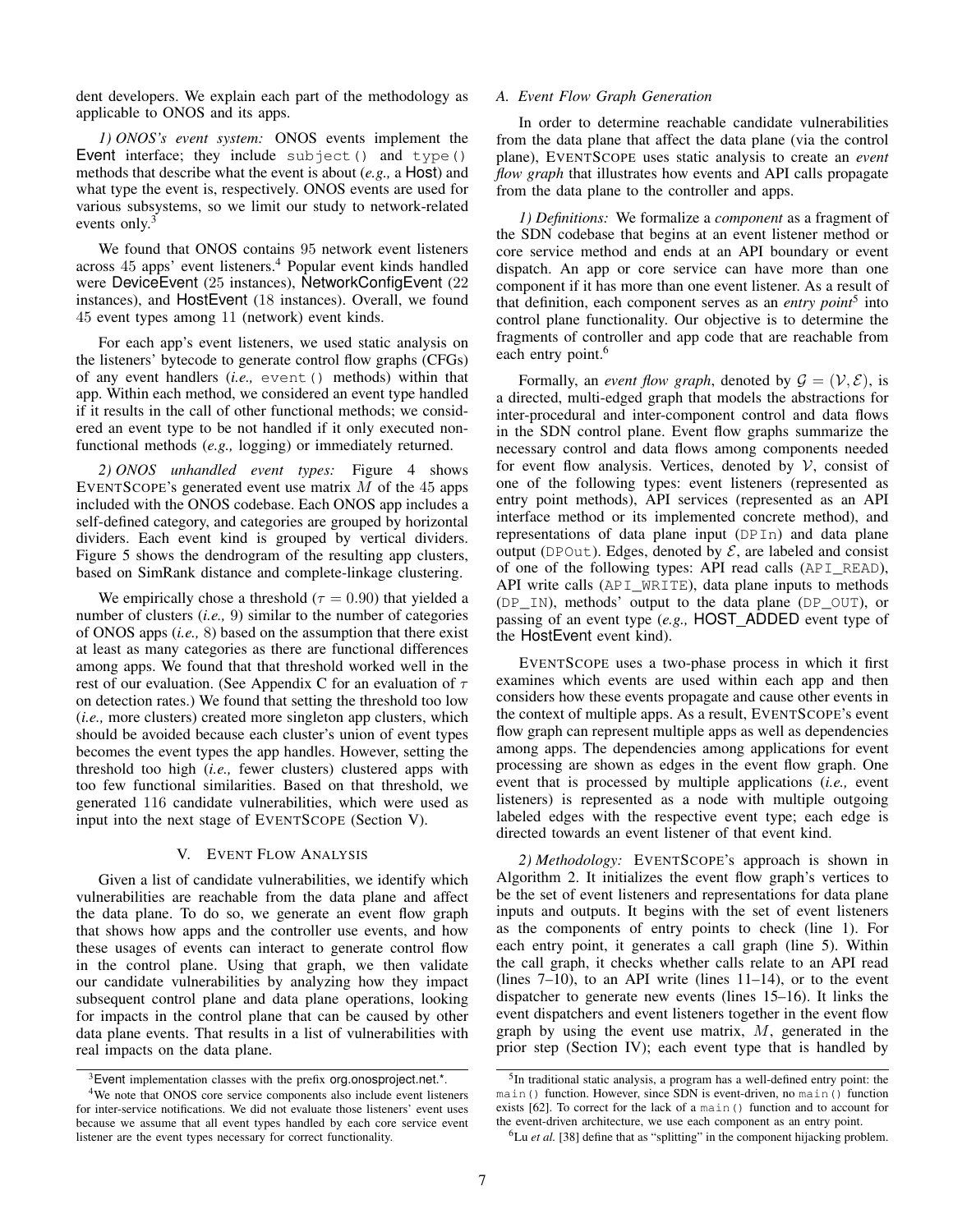dent developers. We explain each part of the methodology as applicable to ONOS and its apps.

*1) ONOS's event system:* ONOS events implement the Event interface; they include `subject()` and `type()` methods that describe what the event is about (*e.g.,* a Host) and what type the event is, respectively. ONOS events are used for various subsystems, so we limit our study to network-related events only.[3]

We found that ONOS contains 95 network event listeners across 45 apps' event listeners.[4] Popular event kinds handled were DeviceEvent (25 instances), NetworkConfigEvent (22 instances), and HostEvent (18 instances). Overall, we found 45 event types among 11 (network) event kinds.

For each app's event listeners, we used static analysis on the listeners' bytecode to generate control flow graphs (CFGs) of any event handlers (*i.e.,* `event()` methods) within that app. Within each method, we considered an event type handled if it results in the call of other functional methods; we considered an event type to be not handled if it only executed non-functional methods (*e.g.,* logging) or immediately returned.

*2) ONOS unhandled event types:* Figure 4 shows EventScope's generated event use matrix $M$ of the 45 apps included with the ONOS codebase. Each ONOS app includes a self-defined category, and categories are grouped by horizontal dividers. Each event kind is grouped by vertical dividers. Figure 5 shows the dendrogram of the resulting app clusters, based on SimRank distance and complete-linkage clustering.

We empirically chose a threshold ($\tau = 0.90$) that yielded a number of clusters (*i.e.,* 9) similar to the number of categories of ONOS apps (*i.e.,* 8) based on the assumption that there exist at least as many categories as there are functional differences among apps. We found that that threshold worked well in the rest of our evaluation. (See Appendix C for an evaluation of $\tau$ on detection rates.) We found that setting the threshold too low (*i.e.,* more clusters) created more singleton app clusters, which should be avoided because each cluster's union of event types becomes the event types the app handles. However, setting the threshold too high (*i.e.,* fewer clusters) clustered apps with too few functional similarities. Based on that threshold, we generated 116 candidate vulnerabilities, which were used as input into the next stage of EventScope (Section V).

## V. Event Flow Analysis

Given a list of candidate vulnerabilities, we identify which vulnerabilities are reachable from the data plane and affect the data plane. To do so, we generate an event flow graph that shows how apps and the controller use events, and how these usages of events can interact to generate control flow in the control plane. Using that graph, we then validate our candidate vulnerabilities by analyzing how they impact subsequent control plane and data plane operations, looking for impacts in the control plane that can be caused by other data plane events. That results in a list of vulnerabilities with real impacts on the data plane.

### A. Event Flow Graph Generation

In order to determine reachable candidate vulnerabilities from the data plane that affect the data plane (via the control plane), EventScope uses static analysis to create an *event flow graph* that illustrates how events and API calls propagate from the data plane to the controller and apps.

*1) Definitions:* We formalize a *component* as a fragment of the SDN codebase that begins at an event listener method or core service method and ends at an API boundary or event dispatch. An app or core service can have more than one component if it has more than one event listener. As a result of that definition, each component serves as an *entry point*[5] into control plane functionality. Our objective is to determine the fragments of controller and app code that are reachable from each entry point.[6]

Formally, an *event flow graph*, denoted by $\mathcal{G} = (\mathcal{V}, \mathcal{E})$, is a directed, multi-edged graph that models the abstractions for inter-procedural and inter-component control and data flows in the SDN control plane. Event flow graphs summarize the necessary control and data flows among components needed for event flow analysis. Vertices, denoted by $\mathcal{V}$, consist of one of the following types: event listeners (represented as entry point methods), API services (represented as an API interface method or its implemented concrete method), and representations of data plane input (`DPIn`) and data plane output (`DPOut`). Edges, denoted by $\mathcal{E}$, are labeled and consist of one of the following types: API read calls (`API_READ`), API write calls (`API_WRITE`), data plane inputs to methods (`DP_IN`), methods' output to the data plane (`DP_OUT`), or passing of an event type (*e.g.,* HOST_ADDED event type of the HostEvent event kind).

EventScope uses a two-phase process in which it first examines which events are used within each app and then considers how these events propagate and cause other events in the context of multiple apps. As a result, EventScope's event flow graph can represent multiple apps as well as dependencies among apps. The dependencies among applications for event processing are shown as edges in the event flow graph. One event that is processed by multiple applications (*i.e.,* event listeners) is represented as a node with multiple outgoing labeled edges with the respective event type; each edge is directed towards an event listener of that event kind.

*2) Methodology:* EventScope's approach is shown in Algorithm 2. It initializes the event flow graph's vertices to be the set of event listeners and representations for data plane inputs and outputs. It begins with the set of event listeners as the components of entry points to check (line 1). For each entry point, it generates a call graph (line 5). Within the call graph, it checks whether calls relate to an API read (lines 7–10), to an API write (lines 11–14), or to the event dispatcher to generate new events (lines 15–16). It links the event dispatchers and event listeners together in the event flow graph by using the event use matrix, $M$, generated in the prior step (Section IV); each event type that is handled by

---

[3] Event implementation classes with the prefix org.onosproject.net.*.

[4] We note that ONOS core service components also include event listeners for inter-service notifications. We did not evaluate those listeners' event uses because we assume that all event types handled by each core service event listener are the event types necessary for correct functionality.

[5] In traditional static analysis, a program has a well-defined entry point: the `main()` function. However, since SDN is event-driven, no `main()` function exists [62]. To correct for the lack of a `main()` function and to account for the event-driven architecture, we use each component as an entry point.

[6] Lu *et al.* [38] define that as "splitting" in the component hijacking problem.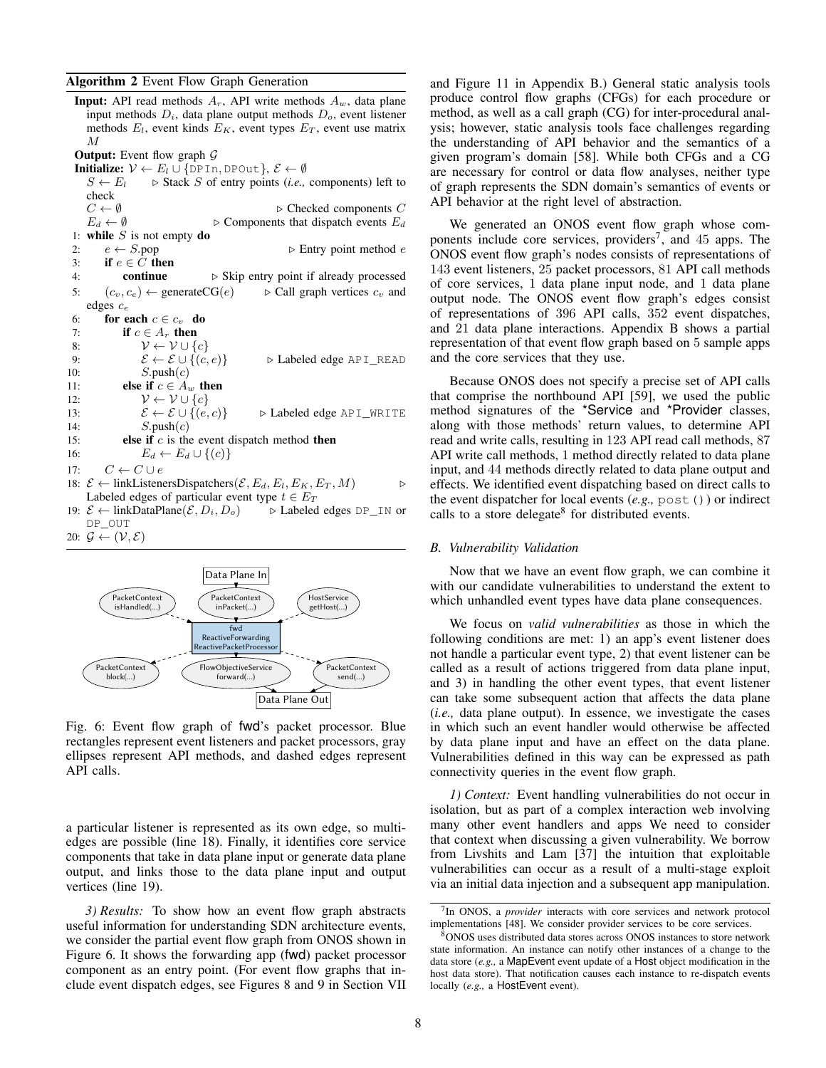**Algorithm 2** Event Flow Graph Generation

**Input:** API read methods $A_r$, API write methods $A_w$, data plane input methods $D_i$, data plane output methods $D_o$, event listener methods $E_l$, event kinds $E_K$, event types $E_T$, event use matrix $M$

**Output:** Event flow graph $\mathcal{G}$

**Initialize:** $\mathcal{V} \leftarrow E_l \cup \{\texttt{DPIn}, \texttt{DPOut}\}$, $\mathcal{E} \leftarrow \emptyset$
    $S \leftarrow E_l$ ▷ Stack $S$ of entry points (*i.e.,* components) left to check
    $C \leftarrow \emptyset$ ▷ Checked components $C$
    $E_d \leftarrow \emptyset$ ▷ Components that dispatch events $E_d$

```
1: while S is not empty do
2:     e ← S.pop                          ▷ Entry point method e
3:     if e ∈ C then
4:         continue                       ▷ Skip entry point if already processed
5:     (c_v, c_e) ← generateCG(e)         ▷ Call graph vertices c_v and edges c_e
6:     for each c ∈ c_v do
7:         if c ∈ A_r then
8:             V ← V ∪ {c}
9:             E ← E ∪ {(c, e)}           ▷ Labeled edge API_READ
10:            S.push(c)
11:        else if c ∈ A_w then
12:            V ← V ∪ {c}
13:            E ← E ∪ {(e, c)}           ▷ Labeled edge API_WRITE
14:            S.push(c)
15:        else if c is the event dispatch method then
16:            E_d ← E_d ∪ {(c)}
17:    C ← C ∪ e
18: E ← linkListenersDispatchers(E, E_d, E_l, E_K, E_T, M)   ▷ Labeled edges of particular event type t ∈ E_T
19: E ← linkDataPlane(E, D_i, D_o)     ▷ Labeled edges DP_IN or DP_OUT
20: G ← (V, E)
```

Fig. 6: Event flow graph of fwd's packet processor. Blue rectangles represent event listeners and packet processors, gray ellipses represent API methods, and dashed edges represent API calls.

a particular listener is represented as its own edge, so multi-edges are possible (line 18). Finally, it identifies core service components that take in data plane input or generate data plane output, and links those to the data plane input and output vertices (line 19).

*3) Results:* To show how an event flow graph abstracts useful information for understanding SDN architecture events, we consider the partial event flow graph from ONOS shown in Figure 6. It shows the forwarding app (fwd) packet processor component as an entry point. (For event flow graphs that include event dispatch edges, see Figures 8 and 9 in Section VII and Figure 11 in Appendix B.) General static analysis tools produce control flow graphs (CFGs) for each procedure or method, as well as a call graph (CG) for inter-procedural analysis; however, static analysis tools face challenges regarding the understanding of API behavior and the semantics of a given program's domain [58]. While both CFGs and a CG are necessary for control or data flow analyses, neither type of graph represents the SDN domain's semantics of events or API behavior at the right level of abstraction.

We generated an ONOS event flow graph whose components include core services, providers[7], and 45 apps. The ONOS event flow graph's nodes consists of representations of 143 event listeners, 25 packet processors, 81 API call methods of core services, 1 data plane input node, and 1 data plane output node. The ONOS event flow graph's edges consist of representations of 396 API calls, 352 event dispatches, and 21 data plane interactions. Appendix B shows a partial representation of that event flow graph based on 5 sample apps and the core services that they use.

Because ONOS does not specify a precise set of API calls that comprise the northbound API [59], we used the public method signatures of the *Service and *Provider classes, along with those methods' return values, to determine API read and write calls, resulting in 123 API read call methods, 87 API write call methods, 1 method directly related to data plane input, and 44 methods directly related to data plane output and effects. We identified event dispatching based on direct calls to the event dispatcher for local events (*e.g.,* `post()`) or indirect calls to a store delegate[8] for distributed events.

### B. Vulnerability Validation

Now that we have an event flow graph, we can combine it with our candidate vulnerabilities to understand the extent to which unhandled event types have data plane consequences.

We focus on *valid vulnerabilities* as those in which the following conditions are met: 1) an app's event listener does not handle a particular event type, 2) that event listener can be called as a result of actions triggered from data plane input, and 3) in handling the other event types, that event listener can take some subsequent action that affects the data plane (*i.e.,* data plane output). In essence, we investigate the cases in which such an event handler would otherwise be affected by data plane input and have an effect on the data plane. Vulnerabilities defined in this way can be expressed as path connectivity queries in the event flow graph.

*1) Context:* Event handling vulnerabilities do not occur in isolation, but as part of a complex interaction web involving many other event handlers and apps We need to consider that context when discussing a given vulnerability. We borrow from Livshits and Lam [37] the intuition that exploitable vulnerabilities can occur as a result of a multi-stage exploit via an initial data injection and a subsequent app manipulation.

[7] In ONOS, a *provider* interacts with core services and network protocol implementations [48]. We consider provider services to be core services.

[8] ONOS uses distributed data stores across ONOS instances to store network state information. An instance can notify other instances of a change to the data store (*e.g.,* a MapEvent event update of a Host object modification in the host data store). That notification causes each instance to re-dispatch events locally (*e.g.,* a HostEvent event).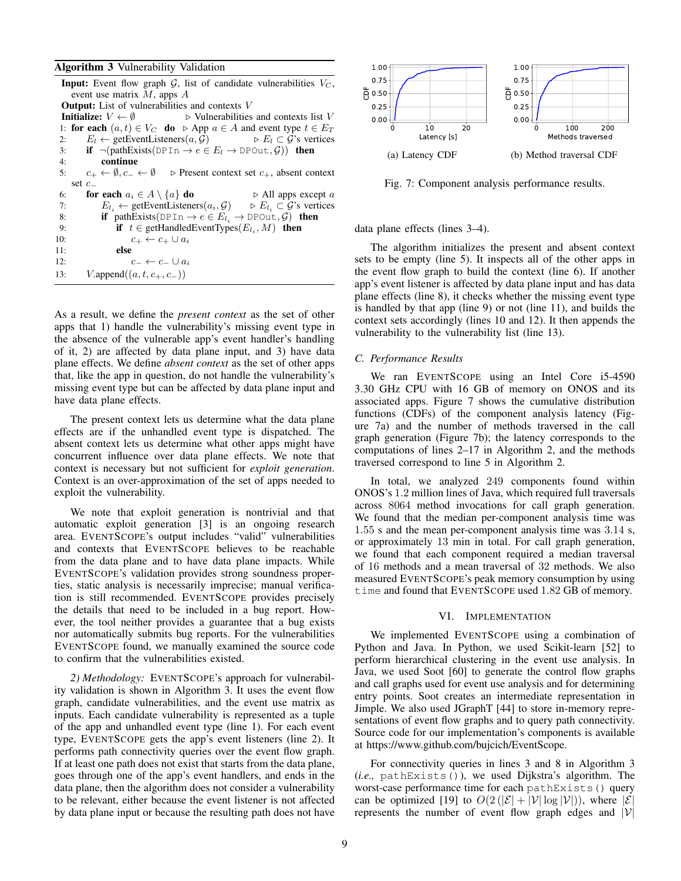**Algorithm 3** Vulnerability Validation

**Input:** Event flow graph $\mathcal{G}$, list of candidate vulnerabilities $V_C$, event use matrix $M$, apps $A$
**Output:** List of vulnerabilities and contexts $V$
**Initialize:** $V \leftarrow \emptyset$ ▷ Vulnerabilities and contexts list $V$

1: **for each** $(a, t) \in V_C$ **do** ▷ App $a \in A$ and event type $t \in E_T$
2: $E_l \leftarrow$ getEventListeners$(a, \mathcal{G})$ ▷ $E_l \subset \mathcal{G}$'s vertices
3: **if** $\neg$(pathExists($\texttt{DPIn} \rightarrow e \in E_l \rightarrow \texttt{DPOut}, \mathcal{G}$)) **then**
4: **continue**
5: $c_+ \leftarrow \emptyset, c_- \leftarrow \emptyset$ ▷ Present context set $c_+$, absent context set $c_-$
6: **for each** $a_i \in A \setminus \{a\}$ **do** ▷ All apps except $a$
7: $E_{l_i} \leftarrow$ getEventListeners$(a_i, \mathcal{G})$ ▷ $E_{l_i} \subset \mathcal{G}$'s vertices
8: **if** pathExists($\texttt{DPIn} \rightarrow e \in E_{l_i} \rightarrow \texttt{DPOut}, \mathcal{G}$) **then**
9: **if** $t \in$ getHandledEventTypes$(E_{l_i}, M)$ **then**
10: $c_+ \leftarrow c_+ \cup a_i$
11: **else**
12: $c_- \leftarrow c_- \cup a_i$
13: $V$.append$((a, t, c_+, c_-))$

As a result, we define the *present context* as the set of other apps that 1) handle the vulnerability's missing event type in the absence of the vulnerable app's event handler's handling of it, 2) are affected by data plane input, and 3) have data plane effects. We define *absent context* as the set of other apps that, like the app in question, do not handle the vulnerability's missing event type but can be affected by data plane input and have data plane effects.

The present context lets us determine what the data plane effects are if the unhandled event type is dispatched. The absent context lets us determine what other apps might have concurrent influence over data plane effects. We note that context is necessary but not sufficient for *exploit generation*. Context is an over-approximation of the set of apps needed to exploit the vulnerability.

We note that exploit generation is nontrivial and that automatic exploit generation [3] is an ongoing research area. EventScope's output includes "valid" vulnerabilities and contexts that EventScope believes to be reachable from the data plane and to have data plane impacts. While EventScope's validation provides strong soundness properties, static analysis is necessarily imprecise; manual verification is still recommended. EventScope provides precisely the details that need to be included in a bug report. However, the tool neither provides a guarantee that a bug exists nor automatically submits bug reports. For the vulnerabilities EventScope found, we manually examined the source code to confirm that the vulnerabilities existed.

*2) Methodology:* EventScope's approach for vulnerability validation is shown in Algorithm 3. It uses the event flow graph, candidate vulnerabilities, and the event use matrix as inputs. Each candidate vulnerability is represented as a tuple of the app and unhandled event type (line 1). For each event type, EventScope gets the app's event listeners (line 2). It performs path connectivity queries over the event flow graph. If at least one path does not exist that starts from the data plane, goes through one of the app's event handlers, and ends in the data plane, then the algorithm does not consider a vulnerability to be relevant, either because the event listener is not affected by data plane input or because the resulting path does not have data plane effects (lines 3–4).

The algorithm initializes the present and absent context sets to be empty (line 5). It inspects all of the other apps in the event flow graph to build the context (line 6). If another app's event listener is affected by data plane input and has data plane effects (line 8), it checks whether the missing event type is handled by that app (line 9) or not (line 11), and builds the context sets accordingly (lines 10 and 12). It then appends the vulnerability to the vulnerability list (line 13).

(a) Latency CDF

(b) Method traversal CDF

Fig. 7: Component analysis performance results.

### C. Performance Results

We ran EventScope using an Intel Core i5-4590 3.30 GHz CPU with 16 GB of memory on ONOS and its associated apps. Figure 7 shows the cumulative distribution functions (CDFs) of the component analysis latency (Figure 7a) and the number of methods traversed in the call graph generation (Figure 7b); the latency corresponds to the computations of lines 2–17 in Algorithm 2, and the methods traversed correspond to line 5 in Algorithm 2.

In total, we analyzed 249 components found within ONOS's 1.2 million lines of Java, which required full traversals across 8064 method invocations for call graph generation. We found that the median per-component analysis time was 1.55 s and the mean per-component analysis time was 3.14 s, or approximately 13 min in total. For call graph generation, we found that each component required a median traversal of 16 methods and a mean traversal of 32 methods. We also measured EventScope's peak memory consumption by using `time` and found that EventScope used 1.82 GB of memory.

## VI. Implementation

We implemented EventScope using a combination of Python and Java. In Python, we used Scikit-learn [52] to perform hierarchical clustering in the event use analysis. In Java, we used Soot [60] to generate the control flow graphs and call graphs used for event use analysis and for determining entry points. Soot creates an intermediate representation in Jimple. We also used JGraphT [44] to store in-memory representations of event flow graphs and to query path connectivity. Source code for our implementation's components is available at https://www.github.com/bujcich/EventScope.

For connectivity queries in lines 3 and 8 in Algorithm 3 (*i.e.,* `pathExists()`), we used Dijkstra's algorithm. The worst-case performance time for each `pathExists()` query can be optimized [19] to $O(2\left(|\mathcal{E}| + |\mathcal{V}| \log |\mathcal{V}|\right))$, where $|\mathcal{E}|$ represents the number of event flow graph edges and $|\mathcal{V}|$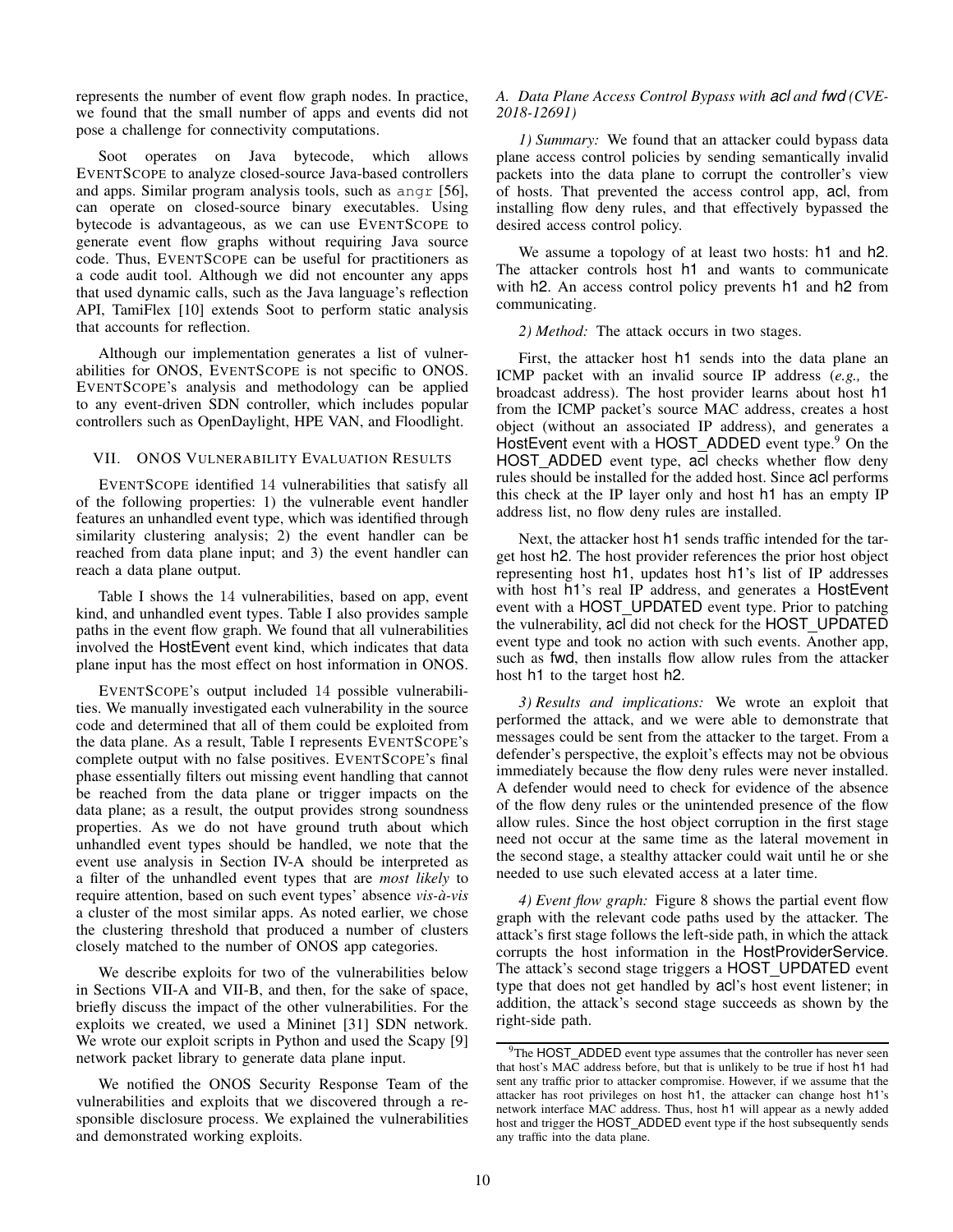represents the number of event flow graph nodes. In practice, we found that the small number of apps and events did not pose a challenge for connectivity computations.

Soot operates on Java bytecode, which allows EventScope to analyze closed-source Java-based controllers and apps. Similar program analysis tools, such as `angr` [56], can operate on closed-source binary executables. Using bytecode is advantageous, as we can use EventScope to generate event flow graphs without requiring Java source code. Thus, EventScope can be useful for practitioners as a code audit tool. Although we did not encounter any apps that used dynamic calls, such as the Java language's reflection API, TamiFlex [10] extends Soot to perform static analysis that accounts for reflection.

Although our implementation generates a list of vulnerabilities for ONOS, EventScope is not specific to ONOS. EventScope's analysis and methodology can be applied to any event-driven SDN controller, which includes popular controllers such as OpenDaylight, HPE VAN, and Floodlight.

## VII. ONOS Vulnerability Evaluation Results

EventScope identified 14 vulnerabilities that satisfy all of the following properties: 1) the vulnerable event handler features an unhandled event type, which was identified through similarity clustering analysis; 2) the event handler can be reached from data plane input; and 3) the event handler can reach a data plane output.

Table I shows the 14 vulnerabilities, based on app, event kind, and unhandled event types. Table I also provides sample paths in the event flow graph. We found that all vulnerabilities involved the HostEvent event kind, which indicates that data plane input has the most effect on host information in ONOS.

EventScope's output included 14 possible vulnerabilities. We manually investigated each vulnerability in the source code and determined that all of them could be exploited from the data plane. As a result, Table I represents EventScope's complete output with no false positives. EventScope's final phase essentially filters out missing event handling that cannot be reached from the data plane or trigger impacts on the data plane; as a result, the output provides strong soundness properties. As we do not have ground truth about which unhandled event types should be handled, we note that the event use analysis in Section IV-A should be interpreted as a filter of the unhandled event types that are *most likely* to require attention, based on such event types' absence *vis-à-vis* a cluster of the most similar apps. As noted earlier, we chose the clustering threshold that produced a number of clusters closely matched to the number of ONOS app categories.

We describe exploits for two of the vulnerabilities below in Sections VII-A and VII-B, and then, for the sake of space, briefly discuss the impact of the other vulnerabilities. For the exploits we created, we used a Mininet [31] SDN network. We wrote our exploit scripts in Python and used the Scapy [9] network packet library to generate data plane input.

We notified the ONOS Security Response Team of the vulnerabilities and exploits that we discovered through a responsible disclosure process. We explained the vulnerabilities and demonstrated working exploits.

### A. Data Plane Access Control Bypass with acl and fwd (CVE-2018-12691)

*1) Summary:* We found that an attacker could bypass data plane access control policies by sending semantically invalid packets into the data plane to corrupt the controller's view of hosts. That prevented the access control app, acl, from installing flow deny rules, and that effectively bypassed the desired access control policy.

We assume a topology of at least two hosts: h1 and h2. The attacker controls host h1 and wants to communicate with h2. An access control policy prevents h1 and h2 from communicating.

*2) Method:* The attack occurs in two stages.

First, the attacker host h1 sends into the data plane an ICMP packet with an invalid source IP address (*e.g.,* the broadcast address). The host provider learns about host h1 from the ICMP packet's source MAC address, creates a host object (without an associated IP address), and generates a HostEvent event with a HOST_ADDED event type.[9] On the HOST_ADDED event type, acl checks whether flow deny rules should be installed for the added host. Since acl performs this check at the IP layer only and host h1 has an empty IP address list, no flow deny rules are installed.

Next, the attacker host h1 sends traffic intended for the target host h2. The host provider references the prior host object representing host h1, updates host h1's list of IP addresses with host h1's real IP address, and generates a HostEvent event with a HOST_UPDATED event type. Prior to patching the vulnerability, acl did not check for the HOST_UPDATED event type and took no action with such events. Another app, such as fwd, then installs flow allow rules from the attacker host h1 to the target host h2.

*3) Results and implications:* We wrote an exploit that performed the attack, and we were able to demonstrate that messages could be sent from the attacker to the target. From a defender's perspective, the exploit's effects may not be obvious immediately because the flow deny rules were never installed. A defender would need to check for evidence of the absence of the flow deny rules or the unintended presence of the flow allow rules. Since the host object corruption in the first stage need not occur at the same time as the lateral movement in the second stage, a stealthy attacker could wait until he or she needed to use such elevated access at a later time.

*4) Event flow graph:* Figure 8 shows the partial event flow graph with the relevant code paths used by the attacker. The attack's first stage follows the left-side path, in which the attack corrupts the host information in the HostProviderService. The attack's second stage triggers a HOST_UPDATED event type that does not get handled by acl's host event listener; in addition, the attack's second stage succeeds as shown by the right-side path.

[9] The HOST_ADDED event type assumes that the controller has never seen that host's MAC address before, but that is unlikely to be true if host h1 had sent any traffic prior to attacker compromise. However, if we assume that the attacker has root privileges on host h1, the attacker can change host h1's network interface MAC address. Thus, host h1 will appear as a newly added host and trigger the HOST_ADDED event type if the host subsequently sends any traffic into the data plane.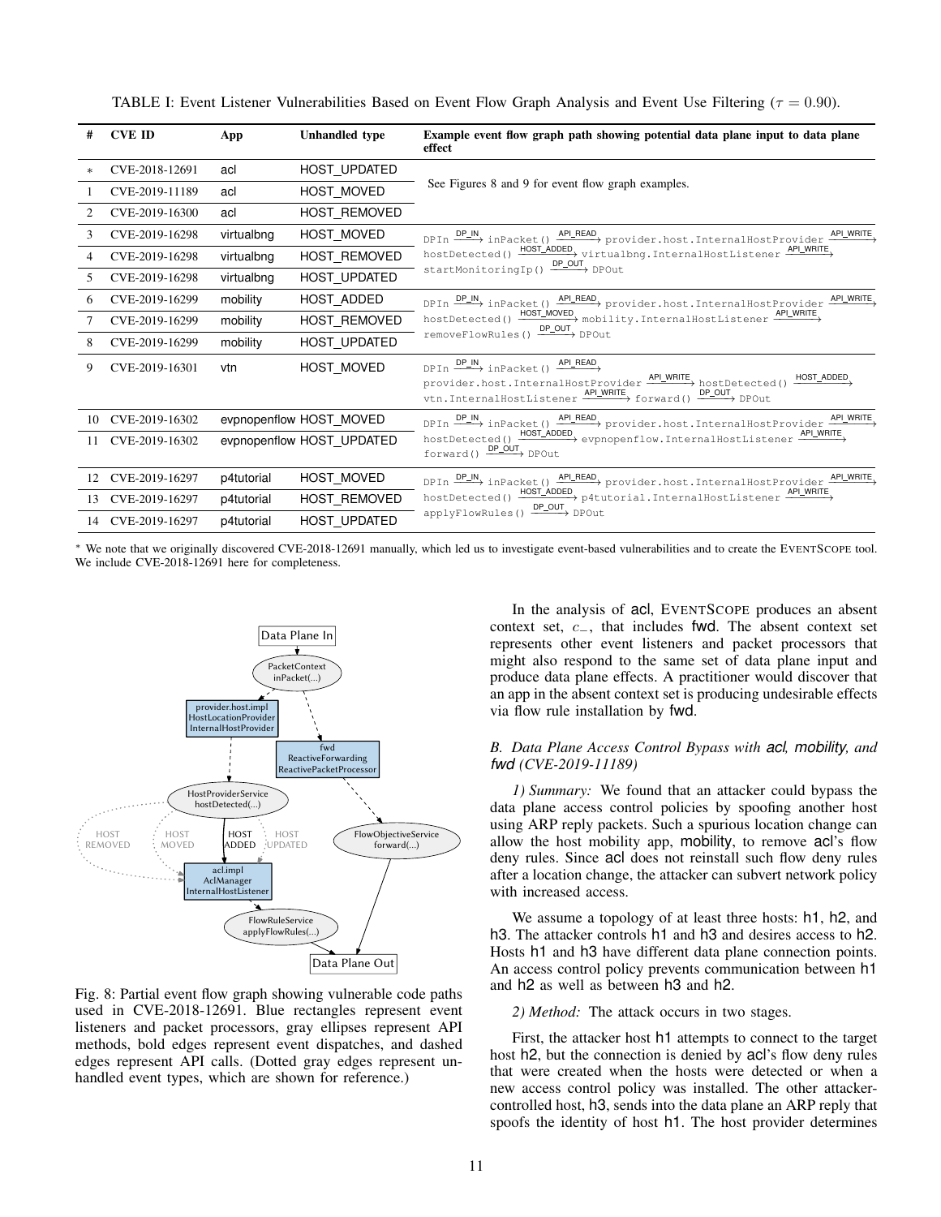TABLE I: Event Listener Vulnerabilities Based on Event Flow Graph Analysis and Event Use Filtering ($\tau = 0.90$).

| # | CVE ID | App | Unhandled type | Example event flow graph path showing potential data plane input to data plane effect |
|---|---|---|---|---|
| * | CVE-2018-12691 | acl | HOST_UPDATED | See Figures 8 and 9 for event flow graph examples. |
| 1 | CVE-2019-11189 | acl | HOST_MOVED | |
| 2 | CVE-2019-16300 | acl | HOST_REMOVED | |
| 3 | CVE-2019-16298 | virtualbng | HOST_MOVED | DPIn $\xrightarrow{\text{DP\_IN}}$ inPacket() $\xrightarrow{\text{API\_READ}}$ provider.host.InternalHostProvider $\xrightarrow{\text{API\_WRITE}}$ hostDetected() $\xrightarrow{\text{HOST\_ADDED}}$ virtualbng.InternalHostListener $\xrightarrow{\text{API\_WRITE}}$ startMonitoringIp() $\xrightarrow{\text{DP\_OUT}}$ DPOut |
| 4 | CVE-2019-16298 | virtualbng | HOST_REMOVED | |
| 5 | CVE-2019-16298 | virtualbng | HOST_UPDATED | |
| 6 | CVE-2019-16299 | mobility | HOST_ADDED | DPIn $\xrightarrow{\text{DP\_IN}}$ inPacket() $\xrightarrow{\text{API\_READ}}$ provider.host.InternalHostProvider $\xrightarrow{\text{API\_WRITE}}$ hostDetected() $\xrightarrow{\text{HOST\_MOVED}}$ mobility.InternalHostListener $\xrightarrow{\text{API\_WRITE}}$ removeFlowRules() $\xrightarrow{\text{DP\_OUT}}$ DPOut |
| 7 | CVE-2019-16299 | mobility | HOST_REMOVED | |
| 8 | CVE-2019-16299 | mobility | HOST_UPDATED | |
| 9 | CVE-2019-16301 | vtn | HOST_MOVED | DPIn $\xrightarrow{\text{DP\_IN}}$ inPacket() $\xrightarrow{\text{API\_READ}}$ provider.host.InternalHostProvider $\xrightarrow{\text{API\_WRITE}}$ hostDetected() $\xrightarrow{\text{HOST\_ADDED}}$ vtn.InternalHostListener $\xrightarrow{\text{API\_WRITE}}$ forward() $\xrightarrow{\text{DP\_OUT}}$ DPOut |
| 10 | CVE-2019-16302 | evpnopenflow | HOST_MOVED | DPIn $\xrightarrow{\text{DP\_IN}}$ inPacket() $\xrightarrow{\text{API\_READ}}$ provider.host.InternalHostProvider $\xrightarrow{\text{API\_WRITE}}$ hostDetected() $\xrightarrow{\text{HOST\_ADDED}}$ evpnopenflow.InternalHostListener $\xrightarrow{\text{API\_WRITE}}$ forward() $\xrightarrow{\text{DP\_OUT}}$ DPOut |
| 11 | CVE-2019-16302 | evpnopenflow | HOST_UPDATED | |
| 12 | CVE-2019-16297 | p4tutorial | HOST_MOVED | DPIn $\xrightarrow{\text{DP\_IN}}$ inPacket() $\xrightarrow{\text{API\_READ}}$ provider.host.InternalHostProvider $\xrightarrow{\text{API\_WRITE}}$ hostDetected() $\xrightarrow{\text{HOST\_ADDED}}$ p4tutorial.InternalHostListener $\xrightarrow{\text{API\_WRITE}}$ applyFlowRules() $\xrightarrow{\text{DP\_OUT}}$ DPOut |
| 13 | CVE-2019-16297 | p4tutorial | HOST_REMOVED | |
| 14 | CVE-2019-16297 | p4tutorial | HOST_UPDATED | |

* We note that we originally discovered CVE-2018-12691 manually, which led us to investigate event-based vulnerabilities and to create the EVENTSCOPE tool. We include CVE-2018-12691 here for completeness.

Fig. 8: Partial event flow graph showing vulnerable code paths used in CVE-2018-12691. Blue rectangles represent event listeners and packet processors, gray ellipses represent API methods, bold edges represent event dispatches, and dashed edges represent API calls. (Dotted gray edges represent unhandled event types, which are shown for reference.)

In the analysis of acl, EVENTSCOPE produces an absent context set, $c_{-}$, that includes fwd. The absent context set represents other event listeners and packet processors that might also respond to the same set of data plane input and produce data plane effects. A practitioner would discover that an app in the absent context set is producing undesirable effects via flow rule installation by fwd.

### B. Data Plane Access Control Bypass with acl, mobility, and fwd (CVE-2019-11189)

*1) Summary:* We found that an attacker could bypass the data plane access control policies by spoofing another host using ARP reply packets. Such a spurious location change can allow the host mobility app, mobility, to remove acl's flow deny rules. Since acl does not reinstall such flow deny rules after a location change, the attacker can subvert network policy with increased access.

We assume a topology of at least three hosts: h1, h2, and h3. The attacker controls h1 and h3 and desires access to h2. Hosts h1 and h3 have different data plane connection points. An access control policy prevents communication between h1 and h2 as well as between h3 and h2.

*2) Method:* The attack occurs in two stages.

First, the attacker host h1 attempts to connect to the target host h2, but the connection is denied by acl's flow deny rules that were created when the hosts were detected or when a new access control policy was installed. The other attacker-controlled host, h3, sends into the data plane an ARP reply that spoofs the identity of host h1. The host provider determines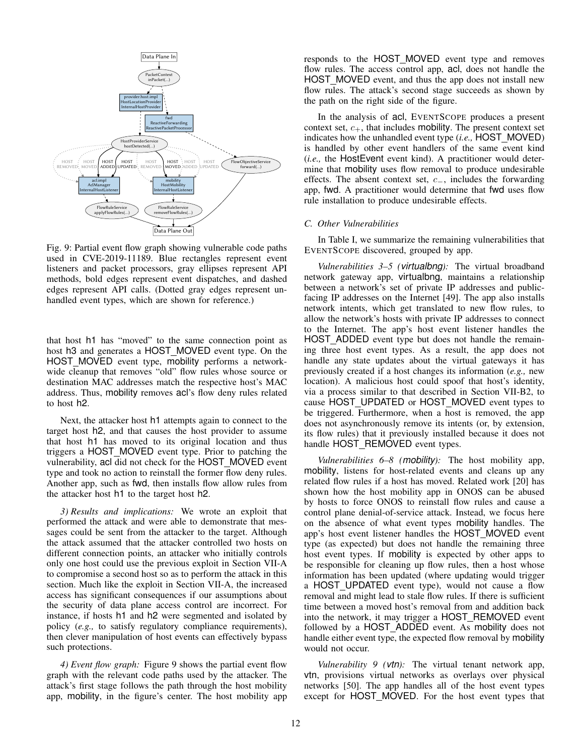Fig. 9: Partial event flow graph showing vulnerable code paths used in CVE-2019-11189. Blue rectangles represent event listeners and packet processors, gray ellipses represent API methods, bold edges represent event dispatches, and dashed edges represent API calls. (Dotted gray edges represent unhandled event types, which are shown for reference.)

that host h1 has "moved" to the same connection point as host h3 and generates a HOST_MOVED event type. On the HOST_MOVED event type, mobility performs a network-wide cleanup that removes "old" flow rules whose source or destination MAC addresses match the respective host's MAC address. Thus, mobility removes acl's flow deny rules related to host h2.

Next, the attacker host h1 attempts again to connect to the target host h2, and that causes the host provider to assume that host h1 has moved to its original location and thus triggers a HOST_MOVED event type. Prior to patching the vulnerability, acl did not check for the HOST_MOVED event type and took no action to reinstall the former flow deny rules. Another app, such as fwd, then installs flow allow rules from the attacker host h1 to the target host h2.

*3) Results and implications:* We wrote an exploit that performed the attack and were able to demonstrate that messages could be sent from the attacker to the target. Although the attack assumed that the attacker controlled two hosts on different connection points, an attacker who initially controls only one host could use the previous exploit in Section VII-A to compromise a second host so as to perform the attack in this section. Much like the exploit in Section VII-A, the increased access has significant consequences if our assumptions about the security of data plane access control are incorrect. For instance, if hosts h1 and h2 were segmented and isolated by policy (*e.g.,* to satisfy regulatory compliance requirements), then clever manipulation of host events can effectively bypass such protections.

*4) Event flow graph:* Figure 9 shows the partial event flow graph with the relevant code paths used by the attacker. The attack's first stage follows the path through the host mobility app, mobility, in the figure's center. The host mobility app responds to the HOST_MOVED event type and removes flow rules. The access control app, acl, does not handle the HOST_MOVED event, and thus the app does not install new flow rules. The attack's second stage succeeds as shown by the path on the right side of the figure.

In the analysis of acl, EVENTSCOPE produces a present context set, $c_+$, that includes mobility. The present context set indicates how the unhandled event type (*i.e.,* HOST_MOVED) is handled by other event handlers of the same event kind (*i.e.,* the HostEvent event kind). A practitioner would determine that mobility uses flow removal to produce undesirable effects. The absent context set, $c_-$, includes the forwarding app, fwd. A practitioner would determine that fwd uses flow rule installation to produce undesirable effects.

### C. Other Vulnerabilities

In Table I, we summarize the remaining vulnerabilities that EVENTSCOPE discovered, grouped by app.

*Vulnerabilities 3–5 (virtualbng):* The virtual broadband network gateway app, virtualbng, maintains a relationship between a network's set of private IP addresses and public-facing IP addresses on the Internet [49]. The app also installs network intents, which get translated to new flow rules, to allow the network's hosts with private IP addresses to connect to the Internet. The app's host event listener handles the HOST_ADDED event type but does not handle the remaining three host event types. As a result, the app does not handle any state updates about the virtual gateways it has previously created if a host changes its information (*e.g.,* new location). A malicious host could spoof that host's identity, via a process similar to that described in Section VII-B2, to cause HOST_UPDATED or HOST_MOVED event types to be triggered. Furthermore, when a host is removed, the app does not asynchronously remove its intents (or, by extension, its flow rules) that it previously installed because it does not handle HOST_REMOVED event types.

*Vulnerabilities 6–8 (mobility):* The host mobility app, mobility, listens for host-related events and cleans up any related flow rules if a host has moved. Related work [20] has shown how the host mobility app in ONOS can be abused by hosts to force ONOS to reinstall flow rules and cause a control plane denial-of-service attack. Instead, we focus here on the absence of what event types mobility handles. The app's host event listener handles the HOST_MOVED event type (as expected) but does not handle the remaining three host event types. If mobility is expected by other apps to be responsible for cleaning up flow rules, then a host whose information has been updated (where updating would trigger a HOST_UPDATED event type), would not cause a flow removal and might lead to stale flow rules. If there is sufficient time between a moved host's removal from and addition back into the network, it may trigger a HOST_REMOVED event followed by a HOST_ADDED event. As mobility does not handle either event type, the expected flow removal by mobility would not occur.

*Vulnerability 9 (vtn):* The virtual tenant network app, vtn, provisions virtual networks as overlays over physical networks [50]. The app handles all of the host event types except for HOST_MOVED. For the host event types that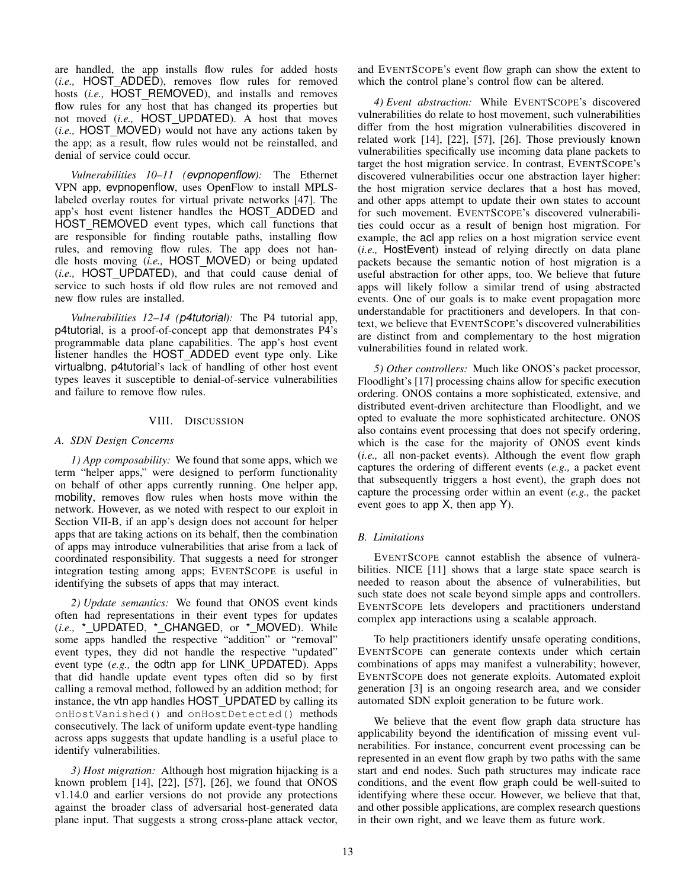are handled, the app installs flow rules for added hosts (*i.e.,* HOST_ADDED), removes flow rules for removed hosts (*i.e.,* HOST_REMOVED), and installs and removes flow rules for any host that has changed its properties but not moved (*i.e.,* HOST_UPDATED). A host that moves (*i.e.,* HOST_MOVED) would not have any actions taken by the app; as a result, flow rules would not be reinstalled, and denial of service could occur.

*Vulnerabilities 10–11 (evpnopenflow):* The Ethernet VPN app, evpnopenflow, uses OpenFlow to install MPLS-labeled overlay routes for virtual private networks [47]. The app's host event listener handles the HOST_ADDED and HOST_REMOVED event types, which call functions that are responsible for finding routable paths, installing flow rules, and removing flow rules. The app does not handle hosts moving (*i.e.,* HOST_MOVED) or being updated (*i.e.,* HOST_UPDATED), and that could cause denial of service to such hosts if old flow rules are not removed and new flow rules are installed.

*Vulnerabilities 12–14 (p4tutorial):* The P4 tutorial app, p4tutorial, is a proof-of-concept app that demonstrates P4's programmable data plane capabilities. The app's host event listener handles the HOST_ADDED event type only. Like virtualbng, p4tutorial's lack of handling of other host event types leaves it susceptible to denial-of-service vulnerabilities and failure to remove flow rules.

## VIII. Discussion

### A. SDN Design Concerns

*1) App composability:* We found that some apps, which we term "helper apps," were designed to perform functionality on behalf of other apps currently running. One helper app, mobility, removes flow rules when hosts move within the network. However, as we noted with respect to our exploit in Section VII-B, if an app's design does not account for helper apps that are taking actions on its behalf, then the combination of apps may introduce vulnerabilities that arise from a lack of coordinated responsibility. That suggests a need for stronger integration testing among apps; EventScope is useful in identifying the subsets of apps that may interact.

*2) Update semantics:* We found that ONOS event kinds often had representations in their event types for updates (*i.e.,* *_UPDATED, *_CHANGED, or *_MOVED). While some apps handled the respective "addition" or "removal" event types, they did not handle the respective "updated" event type (*e.g.,* the odtn app for LINK_UPDATED). Apps that did handle update event types often did so by first calling a removal method, followed by an addition method; for instance, the vtn app handles HOST_UPDATED by calling its `onHostVanished()` and `onHostDetected()` methods consecutively. The lack of uniform update event-type handling across apps suggests that update handling is a useful place to identify vulnerabilities.

*3) Host migration:* Although host migration hijacking is a known problem [14], [22], [57], [26], we found that ONOS v1.14.0 and earlier versions do not provide any protections against the broader class of adversarial host-generated data plane input. That suggests a strong cross-plane attack vector, and EventScope's event flow graph can show the extent to which the control plane's control flow can be altered.

*4) Event abstraction:* While EventScope's discovered vulnerabilities do relate to host movement, such vulnerabilities differ from the host migration vulnerabilities discovered in related work [14], [22], [57], [26]. Those previously known vulnerabilities specifically use incoming data plane packets to target the host migration service. In contrast, EventScope's discovered vulnerabilities occur one abstraction layer higher: the host migration service declares that a host has moved, and other apps attempt to update their own states to account for such movement. EventScope's discovered vulnerabilities could occur as a result of benign host migration. For example, the acl app relies on a host migration service event (*i.e.,* HostEvent) instead of relying directly on data plane packets because the semantic notion of host migration is a useful abstraction for other apps, too. We believe that future apps will likely follow a similar trend of using abstracted events. One of our goals is to make event propagation more understandable for practitioners and developers. In that context, we believe that EventScope's discovered vulnerabilities are distinct from and complementary to the host migration vulnerabilities found in related work.

*5) Other controllers:* Much like ONOS's packet processor, Floodlight's [17] processing chains allow for specific execution ordering. ONOS contains a more sophisticated, extensive, and distributed event-driven architecture than Floodlight, and we opted to evaluate the more sophisticated architecture. ONOS also contains event processing that does not specify ordering, which is the case for the majority of ONOS event kinds (*i.e.,* all non-packet events). Although the event flow graph captures the ordering of different events (*e.g.,* a packet event that subsequently triggers a host event), the graph does not capture the processing order within an event (*e.g.,* the packet event goes to app X, then app Y).

### B. Limitations

EventScope cannot establish the absence of vulnerabilities. NICE [11] shows that a large state space search is needed to reason about the absence of vulnerabilities, but such state does not scale beyond simple apps and controllers. EventScope lets developers and practitioners understand complex app interactions using a scalable approach.

To help practitioners identify unsafe operating conditions, EventScope can generate contexts under which certain combinations of apps may manifest a vulnerability; however, EventScope does not generate exploits. Automated exploit generation [3] is an ongoing research area, and we consider automated SDN exploit generation to be future work.

We believe that the event flow graph data structure has applicability beyond the identification of missing event vulnerabilities. For instance, concurrent event processing can be represented in an event flow graph by two paths with the same start and end nodes. Such path structures may indicate race conditions, and the event flow graph could be well-suited to identifying where these occur. However, we believe that that, and other possible applications, are complex research questions in their own right, and we leave them as future work.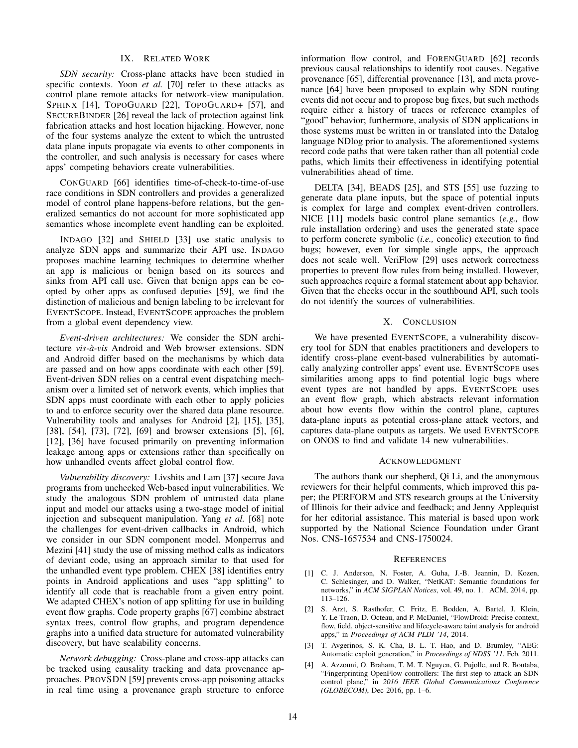## IX. Related Work

*SDN security:* Cross-plane attacks have been studied in specific contexts. Yoon *et al.* [70] refer to these attacks as control plane remote attacks for network-view manipulation. SPHINX [14], TOPOGUARD [22], TOPOGUARD+ [57], and SECUREBINDER [26] reveal the lack of protection against link fabrication attacks and host location hijacking. However, none of the four systems analyze the extent to which the untrusted data plane inputs propagate via events to other components in the controller, and such analysis is necessary for cases where apps' competing behaviors create vulnerabilities.

CONGUARD [66] identifies time-of-check-to-time-of-use race conditions in SDN controllers and provides a generalized model of control plane happens-before relations, but the generalized semantics do not account for more sophisticated app semantics whose incomplete event handling can be exploited.

INDAGO [32] and SHIELD [33] use static analysis to analyze SDN apps and summarize their API use. INDAGO proposes machine learning techniques to determine whether an app is malicious or benign based on its sources and sinks from API call use. Given that benign apps can be co-opted by other apps as confused deputies [59], we find the distinction of malicious and benign labeling to be irrelevant for EVENTSCOPE. Instead, EVENTSCOPE approaches the problem from a global event dependency view.

*Event-driven architectures:* We consider the SDN architecture *vis-à-vis* Android and Web browser extensions. SDN and Android differ based on the mechanisms by which data are passed and on how apps coordinate with each other [59]. Event-driven SDN relies on a central event dispatching mechanism over a limited set of network events, which implies that SDN apps must coordinate with each other to apply policies to and to enforce security over the shared data plane resource. Vulnerability tools and analyses for Android [2], [15], [35], [38], [54], [73], [72], [69] and browser extensions [5], [6], [12], [36] have focused primarily on preventing information leakage among apps or extensions rather than specifically on how unhandled events affect global control flow.

*Vulnerability discovery:* Livshits and Lam [37] secure Java programs from unchecked Web-based input vulnerabilities. We study the analogous SDN problem of untrusted data plane input and model our attacks using a two-stage model of initial injection and subsequent manipulation. Yang *et al.* [68] note the challenges for event-driven callbacks in Android, which we consider in our SDN component model. Monperrus and Mezini [41] study the use of missing method calls as indicators of deviant code, using an approach similar to that used for the unhandled event type problem. CHEX [38] identifies entry points in Android applications and uses "app splitting" to identify all code that is reachable from a given entry point. We adapted CHEX's notion of app splitting for use in building event flow graphs. Code property graphs [67] combine abstract syntax trees, control flow graphs, and program dependence graphs into a unified data structure for automated vulnerability discovery, but have scalability concerns.

*Network debugging:* Cross-plane and cross-app attacks can be tracked using causality tracking and data provenance approaches. PROVSDN [59] prevents cross-app poisoning attacks in real time using a provenance graph structure to enforce information flow control, and FORENGUARD [62] records previous causal relationships to identify root causes. Negative provenance [65], differential provenance [13], and meta provenance [64] have been proposed to explain why SDN routing events did not occur and to propose bug fixes, but such methods require either a history of traces or reference examples of "good" behavior; furthermore, analysis of SDN applications in those systems must be written in or translated into the Datalog language NDlog prior to analysis. The aforementioned systems record code paths that were taken rather than all potential code paths, which limits their effectiveness in identifying potential vulnerabilities ahead of time.

DELTA [34], BEADS [25], and STS [55] use fuzzing to generate data plane inputs, but the space of potential inputs is complex for large and complex event-driven controllers. NICE [11] models basic control plane semantics (*e.g.,* flow rule installation ordering) and uses the generated state space to perform concrete symbolic (*i.e.,* concolic) execution to find bugs; however, even for simple single apps, the approach does not scale well. VeriFlow [29] uses network correctness properties to prevent flow rules from being installed. However, such approaches require a formal statement about app behavior. Given that the checks occur in the southbound API, such tools do not identify the sources of vulnerabilities.

## X. Conclusion

We have presented EVENTSCOPE, a vulnerability discovery tool for SDN that enables practitioners and developers to identify cross-plane event-based vulnerabilities by automatically analyzing controller apps' event use. EVENTSCOPE uses similarities among apps to find potential logic bugs where event types are not handled by apps. EVENTSCOPE uses an event flow graph, which abstracts relevant information about how events flow within the control plane, captures data-plane inputs as potential cross-plane attack vectors, and captures data-plane outputs as targets. We used EVENTSCOPE on ONOS to find and validate 14 new vulnerabilities.

## Acknowledgment

The authors thank our shepherd, Qi Li, and the anonymous reviewers for their helpful comments, which improved this paper; the PERFORM and STS research groups at the University of Illinois for their advice and feedback; and Jenny Applequist for her editorial assistance. This material is based upon work supported by the National Science Foundation under Grant Nos. CNS-1657534 and CNS-1750024.

## References

[1] C. J. Anderson, N. Foster, A. Guha, J.-B. Jeannin, D. Kozen, C. Schlesinger, and D. Walker, "NetKAT: Semantic foundations for networks," in *ACM SIGPLAN Notices*, vol. 49, no. 1. ACM, 2014, pp. 113–126.

[2] S. Arzt, S. Rasthofer, C. Fritz, E. Bodden, A. Bartel, J. Klein, Y. Le Traon, D. Octeau, and P. McDaniel, "FlowDroid: Precise context, flow, field, object-sensitive and lifecycle-aware taint analysis for android apps," in *Proceedings of ACM PLDI '14*, 2014.

[3] T. Avgerinos, S. K. Cha, B. L. T. Hao, and D. Brumley, "AEG: Automatic exploit generation," in *Proceedings of NDSS '11*, Feb. 2011.

[4] A. Azzouni, O. Braham, T. M. T. Nguyen, G. Pujolle, and R. Boutaba, "Fingerprinting OpenFlow controllers: The first step to attack an SDN control plane," in *2016 IEEE Global Communications Conference (GLOBECOM)*, Dec 2016, pp. 1–6.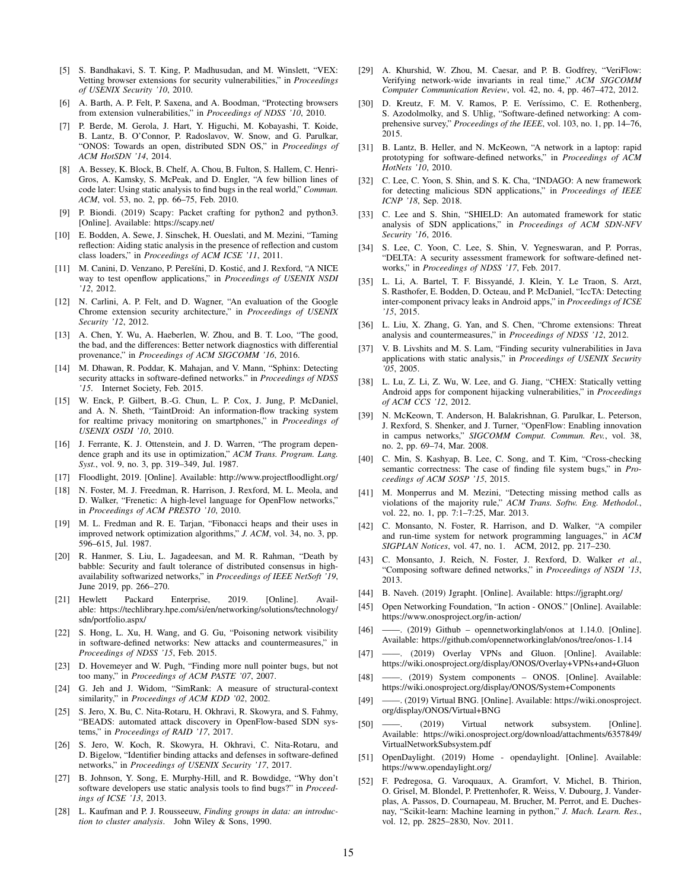[5] S. Bandhakavi, S. T. King, P. Madhusudan, and M. Winslett, "VEX: Vetting browser extensions for security vulnerabilities," in *Proceedings of USENIX Security '10*, 2010.

[6] A. Barth, A. P. Felt, P. Saxena, and A. Boodman, "Protecting browsers from extension vulnerabilities," in *Proceedings of NDSS '10*, 2010.

[7] P. Berde, M. Gerola, J. Hart, Y. Higuchi, M. Kobayashi, T. Koide, B. Lantz, B. O'Connor, P. Radoslavov, W. Snow, and G. Parulkar, "ONOS: Towards an open, distributed SDN OS," in *Proceedings of ACM HotSDN '14*, 2014.

[8] A. Bessey, K. Block, B. Chelf, A. Chou, B. Fulton, S. Hallem, C. Henri-Gros, A. Kamsky, S. McPeak, and D. Engler, "A few billion lines of code later: Using static analysis to find bugs in the real world," *Commun. ACM*, vol. 53, no. 2, pp. 66–75, Feb. 2010.

[9] P. Biondi. (2019) Scapy: Packet crafting for python2 and python3. [Online]. Available: https://scapy.net/

[10] E. Bodden, A. Sewe, J. Sinschek, H. Oueslati, and M. Mezini, "Taming reflection: Aiding static analysis in the presence of reflection and custom class loaders," in *Proceedings of ACM ICSE '11*, 2011.

[11] M. Canini, D. Venzano, P. Perešíni, D. Kostić, and J. Rexford, "A NICE way to test openflow applications," in *Proceedings of USENIX NSDI '12*, 2012.

[12] N. Carlini, A. P. Felt, and D. Wagner, "An evaluation of the Google Chrome extension security architecture," in *Proceedings of USENIX Security '12*, 2012.

[13] A. Chen, Y. Wu, A. Haeberlen, W. Zhou, and B. T. Loo, "The good, the bad, and the differences: Better network diagnostics with differential provenance," in *Proceedings of ACM SIGCOMM '16*, 2016.

[14] M. Dhawan, R. Poddar, K. Mahajan, and V. Mann, "Sphinx: Detecting security attacks in software-defined networks." in *Proceedings of NDSS '15*. Internet Society, Feb. 2015.

[15] W. Enck, P. Gilbert, B.-G. Chun, L. P. Cox, J. Jung, P. McDaniel, and A. N. Sheth, "TaintDroid: An information-flow tracking system for realtime privacy monitoring on smartphones," in *Proceedings of USENIX OSDI '10*, 2010.

[16] J. Ferrante, K. J. Ottenstein, and J. D. Warren, "The program dependence graph and its use in optimization," *ACM Trans. Program. Lang. Syst.*, vol. 9, no. 3, pp. 319–349, Jul. 1987.

[17] Floodlight, 2019. [Online]. Available: http://www.projectfloodlight.org/

[18] N. Foster, M. J. Freedman, R. Harrison, J. Rexford, M. L. Meola, and D. Walker, "Frenetic: A high-level language for OpenFlow networks," in *Proceedings of ACM PRESTO '10*, 2010.

[19] M. L. Fredman and R. E. Tarjan, "Fibonacci heaps and their uses in improved network optimization algorithms," *J. ACM*, vol. 34, no. 3, pp. 596–615, Jul. 1987.

[20] R. Hanmer, S. Liu, L. Jagadeesan, and M. R. Rahman, "Death by babble: Security and fault tolerance of distributed consensus in high-availability softwarized networks," in *Proceedings of IEEE NetSoft '19*, June 2019, pp. 266–270.

[21] Hewlett Packard Enterprise, 2019. [Online]. Available: https://techlibrary.hpe.com/si/en/networking/solutions/technology/sdn/portfolio.aspx/

[22] S. Hong, L. Xu, H. Wang, and G. Gu, "Poisoning network visibility in software-defined networks: New attacks and countermeasures," in *Proceedings of NDSS '15*, Feb. 2015.

[23] D. Hovemeyer and W. Pugh, "Finding more null pointer bugs, but not too many," in *Proceedings of ACM PASTE '07*, 2007.

[24] G. Jeh and J. Widom, "SimRank: A measure of structural-context similarity," in *Proceedings of ACM KDD '02*, 2002.

[25] S. Jero, X. Bu, C. Nita-Rotaru, H. Okhravi, R. Skowyra, and S. Fahmy, "BEADS: automated attack discovery in OpenFlow-based SDN systems," in *Proceedings of RAID '17*, 2017.

[26] S. Jero, W. Koch, R. Skowyra, H. Okhravi, C. Nita-Rotaru, and D. Bigelow, "Identifier binding attacks and defenses in software-defined networks," in *Proceedings of USENIX Security '17*, 2017.

[27] B. Johnson, Y. Song, E. Murphy-Hill, and R. Bowdidge, "Why don't software developers use static analysis tools to find bugs?" in *Proceedings of ICSE '13*, 2013.

[28] L. Kaufman and P. J. Rousseeuw, *Finding groups in data: an introduction to cluster analysis*. John Wiley & Sons, 1990.

[29] A. Khurshid, W. Zhou, M. Caesar, and P. B. Godfrey, "VeriFlow: Verifying network-wide invariants in real time," *ACM SIGCOMM Computer Communication Review*, vol. 42, no. 4, pp. 467–472, 2012.

[30] D. Kreutz, F. M. V. Ramos, P. E. Veríssimo, C. E. Rothenberg, S. Azodolmolky, and S. Uhlig, "Software-defined networking: A comprehensive survey," *Proceedings of the IEEE*, vol. 103, no. 1, pp. 14–76, 2015.

[31] B. Lantz, B. Heller, and N. McKeown, "A network in a laptop: rapid prototyping for software-defined networks," in *Proceedings of ACM HotNets '10*, 2010.

[32] C. Lee, C. Yoon, S. Shin, and S. K. Cha, "INDAGO: A new framework for detecting malicious SDN applications," in *Proceedings of IEEE ICNP '18*, Sep. 2018.

[33] C. Lee and S. Shin, "SHIELD: An automated framework for static analysis of SDN applications," in *Proceedings of ACM SDN-NFV Security '16*, 2016.

[34] S. Lee, C. Yoon, C. Lee, S. Shin, V. Yegneswaran, and P. Porras, "DELTA: A security assessment framework for software-defined networks," in *Proceedings of NDSS '17*, Feb. 2017.

[35] L. Li, A. Bartel, T. F. Bissyandé, J. Klein, Y. Le Traon, S. Arzt, S. Rasthofer, E. Bodden, D. Octeau, and P. McDaniel, "IccTA: Detecting inter-component privacy leaks in Android apps," in *Proceedings of ICSE '15*, 2015.

[36] L. Liu, X. Zhang, G. Yan, and S. Chen, "Chrome extensions: Threat analysis and countermeasures," in *Proceedings of NDSS '12*, 2012.

[37] V. B. Livshits and M. S. Lam, "Finding security vulnerabilities in Java applications with static analysis," in *Proceedings of USENIX Security '05*, 2005.

[38] L. Lu, Z. Li, Z. Wu, W. Lee, and G. Jiang, "CHEX: Statically vetting Android apps for component hijacking vulnerabilities," in *Proceedings of ACM CCS '12*, 2012.

[39] N. McKeown, T. Anderson, H. Balakrishnan, G. Parulkar, L. Peterson, J. Rexford, S. Shenker, and J. Turner, "OpenFlow: Enabling innovation in campus networks," *SIGCOMM Comput. Commun. Rev.*, vol. 38, no. 2, pp. 69–74, Mar. 2008.

[40] C. Min, S. Kashyap, B. Lee, C. Song, and T. Kim, "Cross-checking semantic correctness: The case of finding file system bugs," in *Proceedings of ACM SOSP '15*, 2015.

[41] M. Monperrus and M. Mezini, "Detecting missing method calls as violations of the majority rule," *ACM Trans. Softw. Eng. Methodol.*, vol. 22, no. 1, pp. 7:1–7:25, Mar. 2013.

[42] C. Monsanto, N. Foster, R. Harrison, and D. Walker, "A compiler and run-time system for network programming languages," in *ACM SIGPLAN Notices*, vol. 47, no. 1. ACM, 2012, pp. 217–230.

[43] C. Monsanto, J. Reich, N. Foster, J. Rexford, D. Walker *et al.*, "Composing software defined networks," in *Proceedings of NSDI '13*, 2013.

[44] B. Naveh. (2019) Jgrapht. [Online]. Available: https://jgrapht.org/

[45] Open Networking Foundation, "In action - ONOS." [Online]. Available: https://www.onosproject.org/in-action/

[46] ——. (2019) Github – opennetworkinglab/onos at 1.14.0. [Online]. Available: https://github.com/opennetworkinglab/onos/tree/onos-1.14

[47] ——. (2019) Overlay VPNs and Gluon. [Online]. Available: https://wiki.onosproject.org/display/ONOS/Overlay+VPNs+and+Gluon

[48] ——. (2019) System components – ONOS. [Online]. Available: https://wiki.onosproject.org/display/ONOS/System+Components

[49] ——. (2019) Virtual BNG. [Online]. Available: https://wiki.onosproject.org/display/ONOS/Virtual+BNG

[50] ——. (2019) Virtual network subsystem. [Online]. Available: https://wiki.onosproject.org/download/attachments/6357849/VirtualNetworkSubsystem.pdf

[51] OpenDaylight. (2019) Home - opendaylight. [Online]. Available: https://www.opendaylight.org/

[52] F. Pedregosa, G. Varoquaux, A. Gramfort, V. Michel, B. Thirion, O. Grisel, M. Blondel, P. Prettenhofer, R. Weiss, V. Dubourg, J. Vanderplas, A. Passos, D. Cournapeau, M. Brucher, M. Perrot, and E. Duchesnay, "Scikit-learn: Machine learning in python," *J. Mach. Learn. Res.*, vol. 12, pp. 2825–2830, Nov. 2011.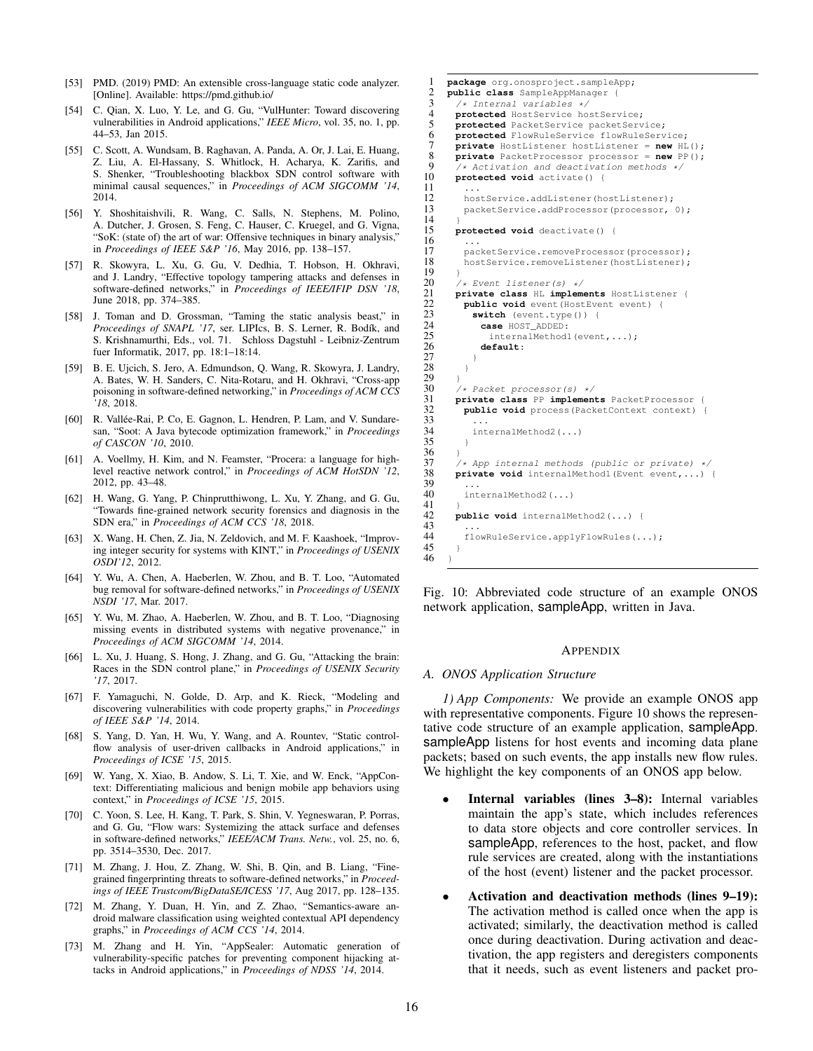[53] PMD. (2019) PMD: An extensible cross-language static code analyzer. [Online]. Available: https://pmd.github.io/

[54] C. Qian, X. Luo, Y. Le, and G. Gu, "VulHunter: Toward discovering vulnerabilities in Android applications," *IEEE Micro*, vol. 35, no. 1, pp. 44–53, Jan 2015.

[55] C. Scott, A. Wundsam, B. Raghavan, A. Panda, A. Or, J. Lai, E. Huang, Z. Liu, A. El-Hassany, S. Whitlock, H. Acharya, K. Zarifis, and S. Shenker, "Troubleshooting blackbox SDN control software with minimal causal sequences," in *Proceedings of ACM SIGCOMM '14*, 2014.

[56] Y. Shoshitaishvili, R. Wang, C. Salls, N. Stephens, M. Polino, A. Dutcher, J. Grosen, S. Feng, C. Hauser, C. Kruegel, and G. Vigna, "SoK: (state of) the art of war: Offensive techniques in binary analysis," in *Proceedings of IEEE S&P '16*, May 2016, pp. 138–157.

[57] R. Skowyra, L. Xu, G. Gu, V. Dedhia, T. Hobson, H. Okhravi, and J. Landry, "Effective topology tampering attacks and defenses in software-defined networks," in *Proceedings of IEEE/IFIP DSN '18*, June 2018, pp. 374–385.

[58] J. Toman and D. Grossman, "Taming the static analysis beast," in *Proceedings of SNAPL '17*, ser. LIPIcs, B. S. Lerner, R. Bodík, and S. Krishnamurthi, Eds., vol. 71. Schloss Dagstuhl - Leibniz-Zentrum fuer Informatik, 2017, pp. 18:1–18:14.

[59] B. E. Ujcich, S. Jero, A. Edmundson, Q. Wang, R. Skowyra, J. Landry, A. Bates, W. H. Sanders, C. Nita-Rotaru, and H. Okhravi, "Cross-app poisoning in software-defined networking," in *Proceedings of ACM CCS '18*, 2018.

[60] R. Vallée-Rai, P. Co, E. Gagnon, L. Hendren, P. Lam, and V. Sundaresan, "Soot: A Java bytecode optimization framework," in *Proceedings of CASCON '10*, 2010.

[61] A. Voellmy, H. Kim, and N. Feamster, "Procera: a language for high-level reactive network control," in *Proceedings of ACM HotSDN '12*, 2012, pp. 43–48.

[62] H. Wang, G. Yang, P. Chinprutthiwong, L. Xu, Y. Zhang, and G. Gu, "Towards fine-grained network security forensics and diagnosis in the SDN era," in *Proceedings of ACM CCS '18*, 2018.

[63] X. Wang, H. Chen, Z. Jia, N. Zeldovich, and M. F. Kaashoek, "Improving integer security for systems with KINT," in *Proceedings of USENIX OSDI'12*, 2012.

[64] Y. Wu, A. Chen, A. Haeberlen, W. Zhou, and B. T. Loo, "Automated bug removal for software-defined networks," in *Proceedings of USENIX NSDI '17*, Mar. 2017.

[65] Y. Wu, M. Zhao, A. Haeberlen, W. Zhou, and B. T. Loo, "Diagnosing missing events in distributed systems with negative provenance," in *Proceedings of ACM SIGCOMM '14*, 2014.

[66] L. Xu, J. Huang, S. Hong, J. Zhang, and G. Gu, "Attacking the brain: Races in the SDN control plane," in *Proceedings of USENIX Security '17*, 2017.

[67] F. Yamaguchi, N. Golde, D. Arp, and K. Rieck, "Modeling and discovering vulnerabilities with code property graphs," in *Proceedings of IEEE S&P '14*, 2014.

[68] S. Yang, D. Yan, H. Wu, Y. Wang, and A. Rountev, "Static control-flow analysis of user-driven callbacks in Android applications," in *Proceedings of ICSE '15*, 2015.

[69] W. Yang, X. Xiao, B. Andow, S. Li, T. Xie, and W. Enck, "AppContext: Differentiating malicious and benign mobile app behaviors using context," in *Proceedings of ICSE '15*, 2015.

[70] C. Yoon, S. Lee, H. Kang, T. Park, S. Shin, V. Yegneswaran, P. Porras, and G. Gu, "Flow wars: Systemizing the attack surface and defenses in software-defined networks," *IEEE/ACM Trans. Netw.*, vol. 25, no. 6, pp. 3514–3530, Dec. 2017.

[71] M. Zhang, J. Hou, Z. Zhang, W. Shi, B. Qin, and B. Liang, "Fine-grained fingerprinting threats to software-defined networks," in *Proceedings of IEEE Trustcom/BigDataSE/ICESS '17*, Aug 2017, pp. 128–135.

[72] M. Zhang, Y. Duan, H. Yin, and Z. Zhao, "Semantics-aware android malware classification using weighted contextual API dependency graphs," in *Proceedings of ACM CCS '14*, 2014.

[73] M. Zhang and H. Yin, "AppSealer: Automatic generation of vulnerability-specific patches for preventing component hijacking attacks in Android applications," in *Proceedings of NDSS '14*, 2014.

```java
1  package org.onosproject.sampleApp;
2  public class SampleAppManager {
3    /* Internal variables */
4    protected HostService hostService;
5    protected PacketService packetService;
6    protected FlowRuleService flowRuleService;
7    private HostListener hostListener = new HL();
8    private PacketProcessor processor = new PP();
9    /* Activation and deactivation methods */
10   protected void activate() {
11     ...
12     hostService.addListener(hostListener);
13     packetService.addProcessor(processor, 0);
14   }
15   protected void deactivate() {
16     ...
17     packetService.removeProcessor(processor);
18     hostService.removeListener(hostListener);
19   }
20   /* Event listener(s) */
21   private class HL implements HostListener {
22     public void event(HostEvent event) {
23       switch (event.type()) {
24         case HOST_ADDED:
25           internalMethod1(event,...);
26         default:
27       }
28     }
29   }
30   /* Packet processor(s) */
31   private class PP implements PacketProcessor {
32     public void process(PacketContext context) {
33       ...
34       internalMethod2(...)
35     }
36   }
37   /* App internal methods (public or private) */
38   private void internalMethod1(Event event,...) {
39     ...
40     internalMethod2(...)
41   }
42   public void internalMethod2(...) {
43     ...
44     flowRuleService.applyFlowRules(...);
45   }
46 }
```

Fig. 10: Abbreviated code structure of an example ONOS network application, sampleApp, written in Java.

# Appendix

## A. ONOS Application Structure

*1) App Components:* We provide an example ONOS app with representative components. Figure 10 shows the representative code structure of an example application, sampleApp. sampleApp listens for host events and incoming data plane packets; based on such events, the app installs new flow rules. We highlight the key components of an ONOS app below.

- **Internal variables (lines 3–8):** Internal variables maintain the app's state, which includes references to data store objects and core controller services. In sampleApp, references to the host, packet, and flow rule services are created, along with the instantiations of the host (event) listener and the packet processor.
- **Activation and deactivation methods (lines 9–19):** The activation method is called once when the app is activated; similarly, the deactivation method is called once during deactivation. During activation and deactivation, the app registers and deregisters components that it needs, such as event listeners and packet pro-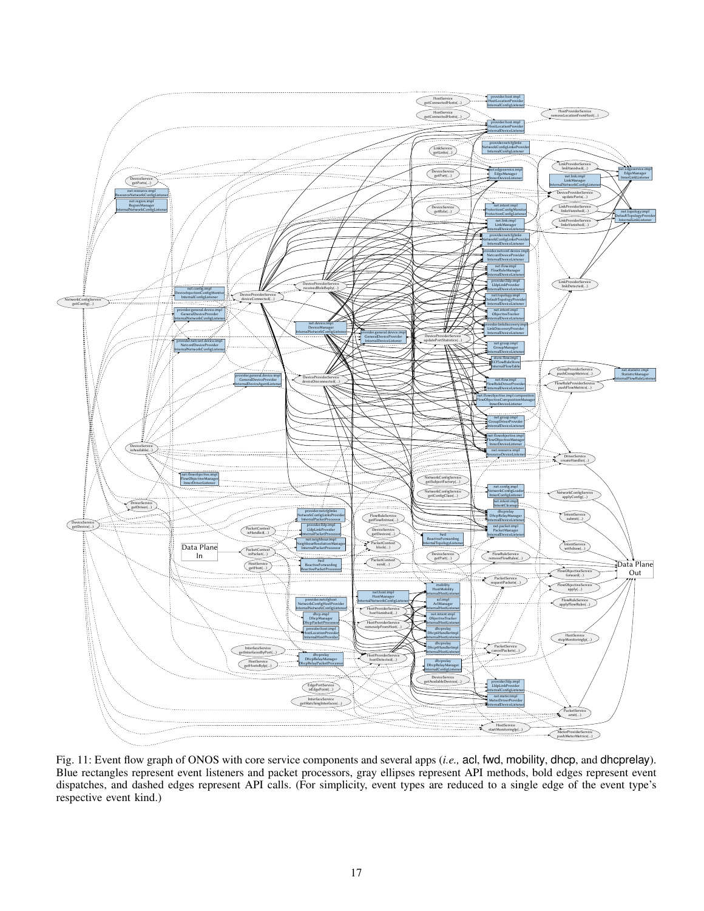Fig. 11: Event flow graph of ONOS with core service components and several apps (*i.e.,* acl, fwd, mobility, dhcp, and dhcprelay). Blue rectangles represent event listeners and packet processors, gray ellipses represent API methods, bold edges represent event dispatches, and dashed edges represent API calls. (For simplicity, event types are reduced to a single edge of the event type's respective event kind.)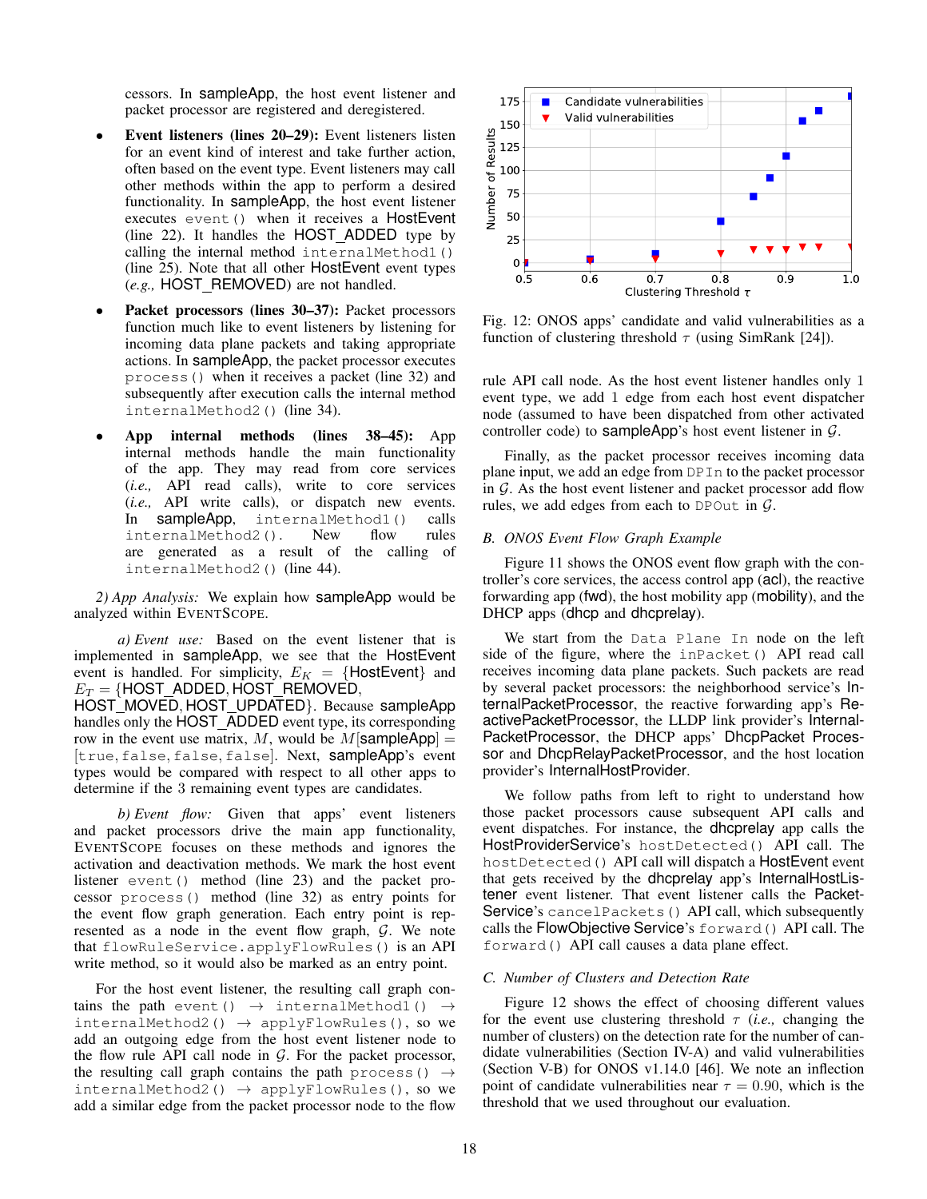cessors. In sampleApp, the host event listener and packet processor are registered and deregistered.

- **Event listeners (lines 20–29):** Event listeners listen for an event kind of interest and take further action, often based on the event type. Event listeners may call other methods within the app to perform a desired functionality. In sampleApp, the host event listener executes `event()` when it receives a HostEvent (line 22). It handles the HOST_ADDED type by calling the internal method `internalMethod1()` (line 25). Note that all other HostEvent event types (*e.g.,* HOST_REMOVED) are not handled.
- **Packet processors (lines 30–37):** Packet processors function much like to event listeners by listening for incoming data plane packets and taking appropriate actions. In sampleApp, the packet processor executes `process()` when it receives a packet (line 32) and subsequently after execution calls the internal method `internalMethod2()` (line 34).
- **App internal methods (lines 38–45):** App internal methods handle the main functionality of the app. They may read from core services (*i.e.,* API read calls), write to core services (*i.e.,* API write calls), or dispatch new events. In sampleApp, `internalMethod1()` calls `internalMethod2()`. New flow rules are generated as a result of the calling of `internalMethod2()` (line 44).

*2) App Analysis:* We explain how sampleApp would be analyzed within EVENTSCOPE.

*a) Event use:* Based on the event listener that is implemented in sampleApp, we see that the HostEvent event is handled. For simplicity, $E_K$ = {HostEvent} and $E_T$ = {HOST_ADDED, HOST_REMOVED, HOST_MOVED, HOST_UPDATED}. Because sampleApp handles only the HOST_ADDED event type, its corresponding row in the event use matrix, $M$, would be $M$[sampleApp] = [true, false, false, false]. Next, sampleApp's event types would be compared with respect to all other apps to determine if the 3 remaining event types are candidates.

*b) Event flow:* Given that apps' event listeners and packet processors drive the main app functionality, EVENTSCOPE focuses on these methods and ignores the activation and deactivation methods. We mark the host event listener `event()` method (line 23) and the packet processor `process()` method (line 32) as entry points for the event flow graph generation. Each entry point is represented as a node in the event flow graph, $\mathcal{G}$. We note that `flowRuleService.applyFlowRules()` is an API write method, so it would also be marked as an entry point.

For the host event listener, the resulting call graph contains the path `event()` → `internalMethod1()` → `internalMethod2()` → `applyFlowRules()`, so we add an outgoing edge from the host event listener node to the flow rule API call node in $\mathcal{G}$. For the packet processor, the resulting call graph contains the path `process()` → `internalMethod2()` → `applyFlowRules()`, so we add a similar edge from the packet processor node to the flow rule API call node. As the host event listener handles only 1 event type, we add 1 edge from each host event dispatcher node (assumed to have been dispatched from other activated controller code) to sampleApp's host event listener in $\mathcal{G}$.

Finally, as the packet processor receives incoming data plane input, we add an edge from `DPIn` to the packet processor in $\mathcal{G}$. As the host event listener and packet processor add flow rules, we add edges from each to `DPOut` in $\mathcal{G}$.

### B. ONOS Event Flow Graph Example

Figure 11 shows the ONOS event flow graph with the controller's core services, the access control app (acl), the reactive forwarding app (fwd), the host mobility app (mobility), and the DHCP apps (dhcp and dhcprelay).

We start from the `Data Plane In` node on the left side of the figure, where the `inPacket()` API read call receives incoming data plane packets. Such packets are read by several packet processors: the neighborhood service's InternalPacketProcessor, the reactive forwarding app's ReactivePacketProcessor, the LLDP link provider's InternalPacketProcessor, the DHCP apps' DhcpPacket Processor and DhcpRelayPacketProcessor, and the host location provider's InternalHostProvider.

We follow paths from left to right to understand how those packet processors cause subsequent API calls and event dispatches. For instance, the dhcprelay app calls the HostProviderService's `hostDetected()` API call. The `hostDetected()` API call will dispatch a HostEvent event that gets received by the dhcprelay app's InternalHostListener event listener. That event listener calls the PacketService's `cancelPackets()` API call, which subsequently calls the FlowObjective Service's `forward()` API call. The `forward()` API call causes a data plane effect.

### C. Number of Clusters and Detection Rate

Figure 12 shows the effect of choosing different values for the event use clustering threshold $\tau$ (*i.e.,* changing the number of clusters) on the detection rate for the number of candidate vulnerabilities (Section IV-A) and valid vulnerabilities (Section V-B) for ONOS v1.14.0 [46]. We note an inflection point of candidate vulnerabilities near $\tau = 0.90$, which is the threshold that we used throughout our evaluation.

Candidate vulnerabilities
Valid vulnerabilities
Number of Results
0
25
50
75
100
125
150
175
Clustering Threshold $\tau$
0.5
0.6
0.7
0.8
0.9
1.0

Fig. 12: ONOS apps' candidate and valid vulnerabilities as a function of clustering threshold $\tau$ (using SimRank [24]).